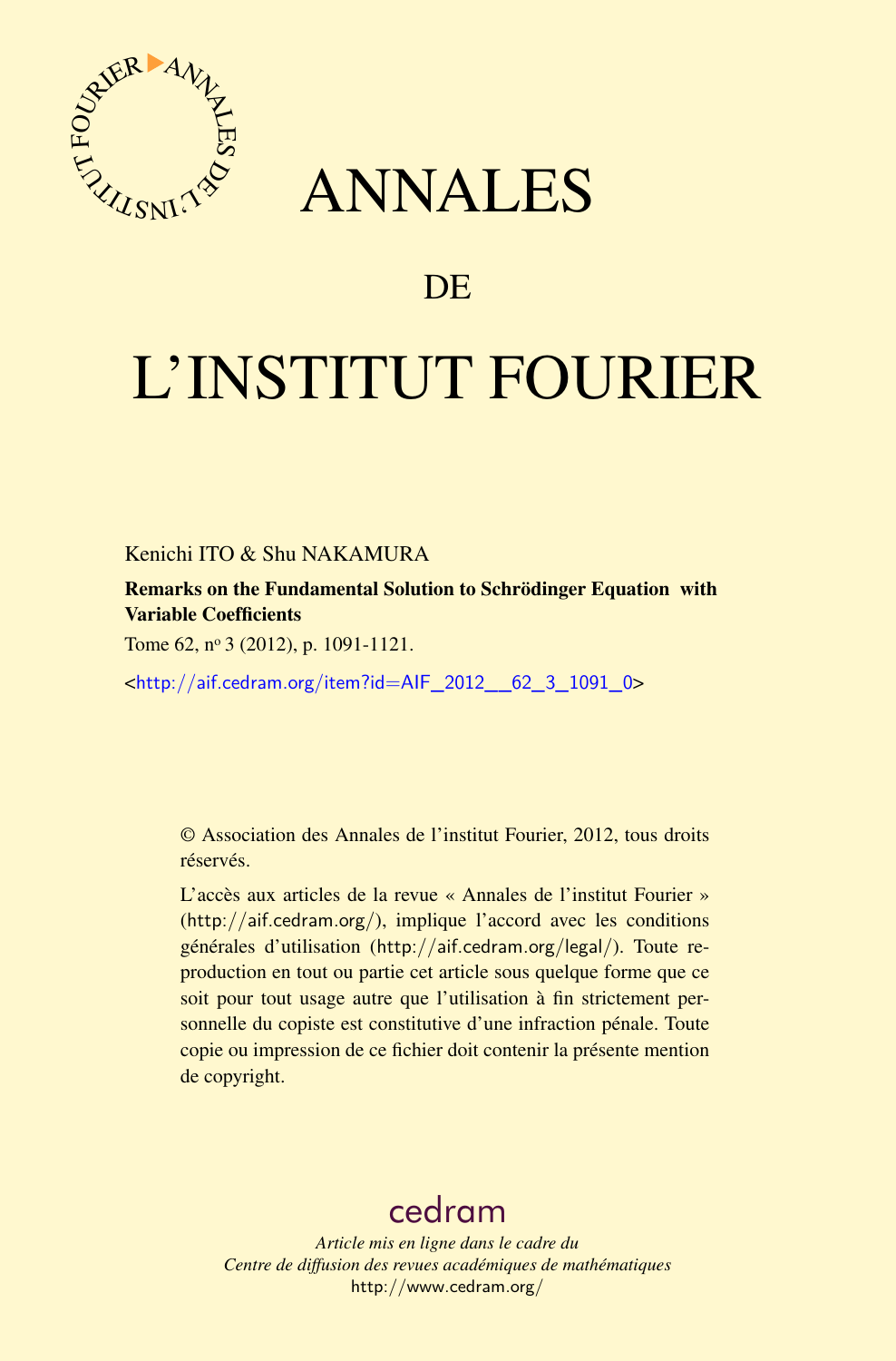# ANNALES

## DE

# L'INSTITUT FOURIER

Kenichi ITO & Shu NAKAMURA

**Remarks on the Fundamental Solution to Schrödinger Equation with Variable Coefficients**

Tome 62, n° 3 (2012), p. 1091-1121.

<http://aif.cedram.org/item?id=AIF_2012__62_3_1091_0>

© Association des Annales de l'institut Fourier, 2012, tous droits réservés.

L'accès aux articles de la revue « Annales de l'institut Fourier » (http://aif.cedram.org/), implique l'accord avec les conditions générales d'utilisation (http://aif.cedram.org/legal/). Toute reproduction en tout ou partie cet article sous quelque forme que ce soit pour tout usage autre que l'utilisation à fin strictement personnelle du copiste est constitutive d'une infraction pénale. Toute copie ou impression de ce fichier doit contenir la présente mention de copyright.

cedram

*Article mis en ligne dans le cadre du*
*Centre de diffusion des revues académiques de mathématiques*
http://www.cedram.org/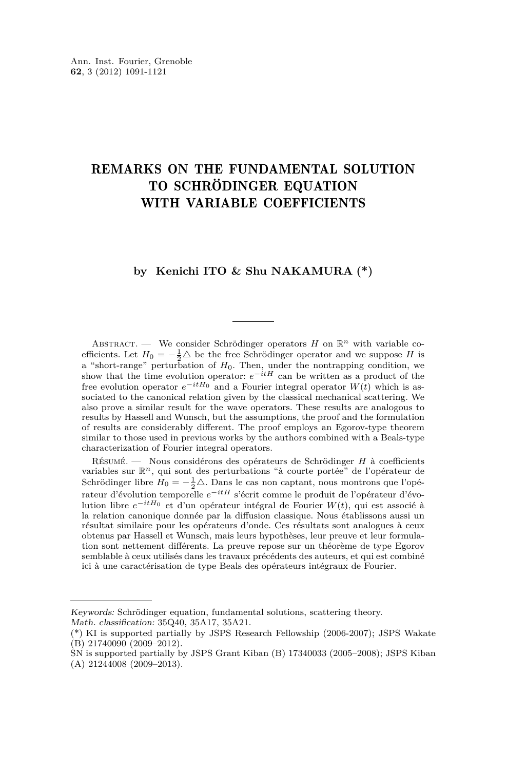# REMARKS ON THE FUNDAMENTAL SOLUTION TO SCHRÖDINGER EQUATION WITH VARIABLE COEFFICIENTS

**by Kenichi ITO & Shu NAKAMURA (\*)**

Abstract. — We consider Schrödinger operators $H$ on $\mathbb{R}^n$ with variable coefficients. Let $H_0 = -\frac{1}{2}\triangle$ be the free Schrödinger operator and we suppose $H$ is a "short-range" perturbation of $H_0$. Then, under the nontrapping condition, we show that the time evolution operator: $e^{-itH}$ can be written as a product of the free evolution operator $e^{-itH_0}$ and a Fourier integral operator $W(t)$ which is associated to the canonical relation given by the classical mechanical scattering. We also prove a similar result for the wave operators. These results are analogous to results by Hassell and Wunsch, but the assumptions, the proof and the formulation of results are considerably different. The proof employs an Egorov-type theorem similar to those used in previous works by the authors combined with a Beals-type characterization of Fourier integral operators.

Résumé. — Nous considérons des opérateurs de Schrödinger $H$ à coefficients variables sur $\mathbb{R}^n$, qui sont des perturbations "à courte portée" de l'opérateur de Schrödinger libre $H_0 = -\frac{1}{2}\triangle$. Dans le cas non captant, nous montrons que l'opérateur d'évolution temporelle $e^{-itH}$ s'écrit comme le produit de l'opérateur d'évolution libre $e^{-itH_0}$ et d'un opérateur intégral de Fourier $W(t)$, qui est associé à la relation canonique donnée par la diffusion classique. Nous établissons aussi un résultat similaire pour les opérateurs d'onde. Ces résultats sont analogues à ceux obtenus par Hassell et Wunsch, mais leurs hypothèses, leur preuve et leur formulation sont nettement différents. La preuve repose sur un théorème de type Egorov semblable à ceux utilisés dans les travaux précédents des auteurs, et qui est combiné ici à une caractérisation de type Beals des opérateurs intégraux de Fourier.

---

*Keywords:* Schrödinger equation, fundamental solutions, scattering theory.
*Math. classification:* 35Q40, 35A17, 35A21.
(\*) KI is supported partially by JSPS Research Fellowship (2006-2007); JSPS Wakate (B) 21740090 (2009–2012).
SN is supported partially by JSPS Grant Kiban (B) 17340033 (2005–2008); JSPS Kiban (A) 21244008 (2009–2013).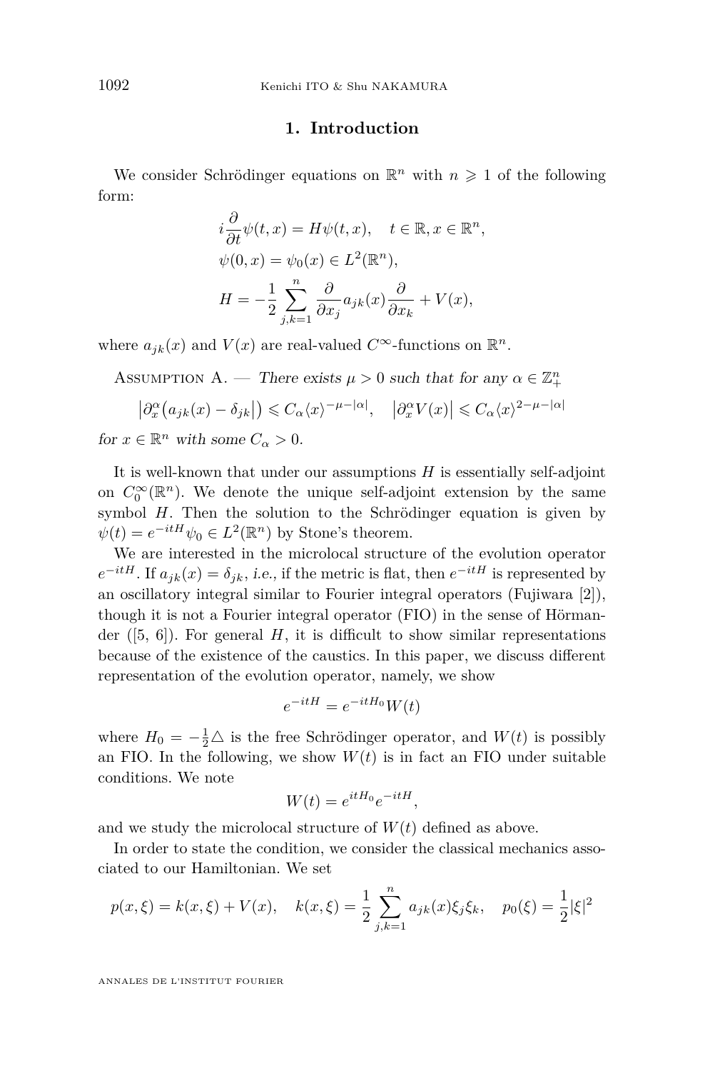## 1. Introduction

We consider Schrödinger equations on $\mathbb{R}^n$ with $n \geqslant 1$ of the following form:

$$
\begin{aligned}
&i\frac{\partial}{\partial t}\psi(t,x) = H\psi(t,x), \quad t \in \mathbb{R}, x \in \mathbb{R}^n,\\
&\psi(0,x) = \psi_0(x) \in L^2(\mathbb{R}^n),\\
&H = -\frac{1}{2}\sum_{j,k=1}^{n} \frac{\partial}{\partial x_j} a_{jk}(x) \frac{\partial}{\partial x_k} + V(x),
\end{aligned}
$$

where $a_{jk}(x)$ and $V(x)$ are real-valued $C^\infty$-functions on $\mathbb{R}^n$.

Assumption A. — *There exists $\mu > 0$ such that for any $\alpha \in \mathbb{Z}_+^n$*

$$
\left|\partial_x^\alpha\big(a_{jk}(x) - \delta_{jk}\big)\right| \leqslant C_\alpha \langle x\rangle^{-\mu-|\alpha|}, \quad \left|\partial_x^\alpha V(x)\right| \leqslant C_\alpha \langle x\rangle^{2-\mu-|\alpha|}
$$

*for $x \in \mathbb{R}^n$ with some $C_\alpha > 0$.*

It is well-known that under our assumptions $H$ is essentially self-adjoint on $C_0^\infty(\mathbb{R}^n)$. We denote the unique self-adjoint extension by the same symbol $H$. Then the solution to the Schrödinger equation is given by $\psi(t) = e^{-itH}\psi_0 \in L^2(\mathbb{R}^n)$ by Stone's theorem.

We are interested in the microlocal structure of the evolution operator $e^{-itH}$. If $a_{jk}(x) = \delta_{jk}$, *i.e.*, if the metric is flat, then $e^{-itH}$ is represented by an oscillatory integral similar to Fourier integral operators (Fujiwara [2]), though it is not a Fourier integral operator (FIO) in the sense of Hörmander ([5, 6]). For general $H$, it is difficult to show similar representations because of the existence of the caustics. In this paper, we discuss different representation of the evolution operator, namely, we show

$$
e^{-itH} = e^{-itH_0} W(t)
$$

where $H_0 = -\frac{1}{2}\triangle$ is the free Schrödinger operator, and $W(t)$ is possibly an FIO. In the following, we show $W(t)$ is in fact an FIO under suitable conditions. We note

$$
W(t) = e^{itH_0} e^{-itH},
$$

and we study the microlocal structure of $W(t)$ defined as above.

In order to state the condition, we consider the classical mechanics associated to our Hamiltonian. We set

$$
p(x,\xi) = k(x,\xi) + V(x), \quad k(x,\xi) = \frac{1}{2}\sum_{j,k=1}^{n} a_{jk}(x)\xi_j\xi_k, \quad p_0(\xi) = \frac{1}{2}|\xi|^2
$$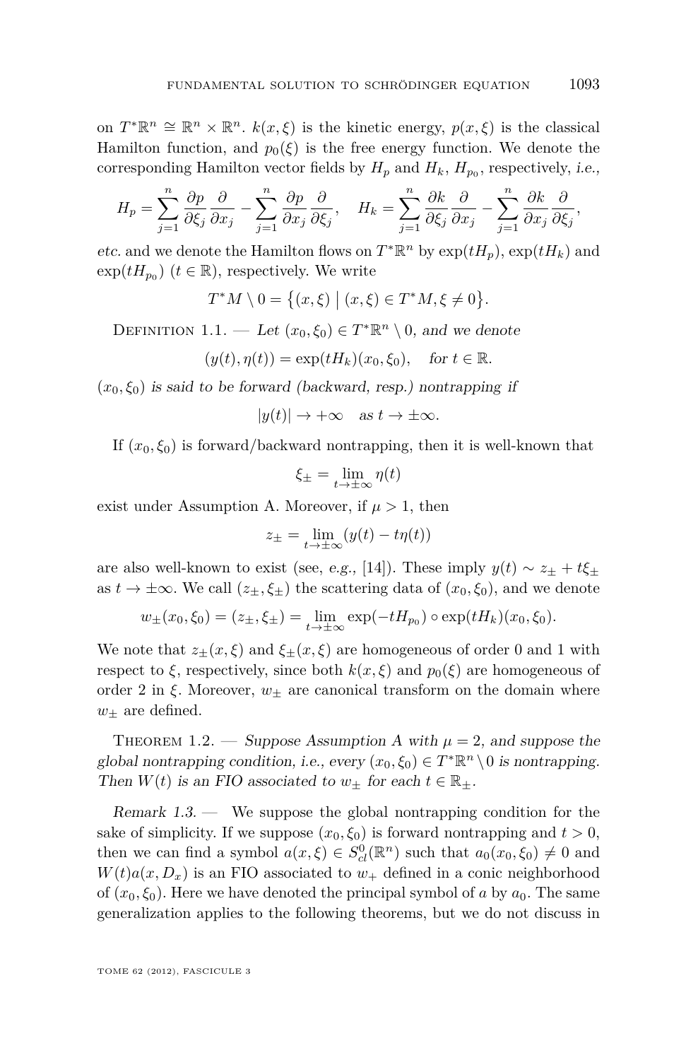on $T^*\mathbb{R}^n \cong \mathbb{R}^n \times \mathbb{R}^n$. $k(x,\xi)$ is the kinetic energy, $p(x,\xi)$ is the classical Hamilton function, and $p_0(\xi)$ is the free energy function. We denote the corresponding Hamilton vector fields by $H_p$ and $H_k$, $H_{p_0}$, respectively, *i.e.*,

$$H_p = \sum_{j=1}^n \frac{\partial p}{\partial \xi_j}\frac{\partial}{\partial x_j} - \sum_{j=1}^n \frac{\partial p}{\partial x_j}\frac{\partial}{\partial \xi_j}, \quad H_k = \sum_{j=1}^n \frac{\partial k}{\partial \xi_j}\frac{\partial}{\partial x_j} - \sum_{j=1}^n \frac{\partial k}{\partial x_j}\frac{\partial}{\partial \xi_j},$$

*etc.* and we denote the Hamilton flows on $T^*\mathbb{R}^n$ by $\exp(tH_p)$, $\exp(tH_k)$ and $\exp(tH_{p_0})$ ($t \in \mathbb{R}$), respectively. We write

$$T^*M \setminus 0 = \{(x,\xi) \mid (x,\xi) \in T^*M, \xi \neq 0\}.$$

Definition 1.1. — *Let $(x_0,\xi_0) \in T^*\mathbb{R}^n \setminus 0$, and we denote*

$$(y(t),\eta(t)) = \exp(tH_k)(x_0,\xi_0), \quad \text{for } t \in \mathbb{R}.$$

*$(x_0,\xi_0)$ is said to be forward (backward, resp.) nontrapping if*

$$|y(t)| \to +\infty \quad \text{as } t \to \pm\infty.$$

If $(x_0,\xi_0)$ is forward/backward nontrapping, then it is well-known that

$$\xi_\pm = \lim_{t\to\pm\infty} \eta(t)$$

exist under Assumption A. Moreover, if $\mu > 1$, then

$$z_\pm = \lim_{t\to\pm\infty} (y(t) - t\eta(t))$$

are also well-known to exist (see, *e.g.*, [14]). These imply $y(t) \sim z_\pm + t\xi_\pm$ as $t \to \pm\infty$. We call $(z_\pm,\xi_\pm)$ the scattering data of $(x_0,\xi_0)$, and we denote

$$w_\pm(x_0,\xi_0) = (z_\pm,\xi_\pm) = \lim_{t\to\pm\infty} \exp(-tH_{p_0}) \circ \exp(tH_k)(x_0,\xi_0).$$

We note that $z_\pm(x,\xi)$ and $\xi_\pm(x,\xi)$ are homogeneous of order 0 and 1 with respect to $\xi$, respectively, since both $k(x,\xi)$ and $p_0(\xi)$ are homogeneous of order 2 in $\xi$. Moreover, $w_\pm$ are canonical transform on the domain where $w_\pm$ are defined.

Theorem 1.2. — *Suppose Assumption A with $\mu = 2$, and suppose the global nontrapping condition, i.e., every $(x_0,\xi_0) \in T^*\mathbb{R}^n \setminus 0$ is nontrapping. Then $W(t)$ is an FIO associated to $w_\pm$ for each $t \in \mathbb{R}_\pm$.*

*Remark 1.3.* — We suppose the global nontrapping condition for the sake of simplicity. If we suppose $(x_0,\xi_0)$ is forward nontrapping and $t > 0$, then we can find a symbol $a(x,\xi) \in S^0_{cl}(\mathbb{R}^n)$ such that $a_0(x_0,\xi_0) \neq 0$ and $W(t)a(x,D_x)$ is an FIO associated to $w_+$ defined in a conic neighborhood of $(x_0,\xi_0)$. Here we have denoted the principal symbol of $a$ by $a_0$. The same generalization applies to the following theorems, but we do not discuss in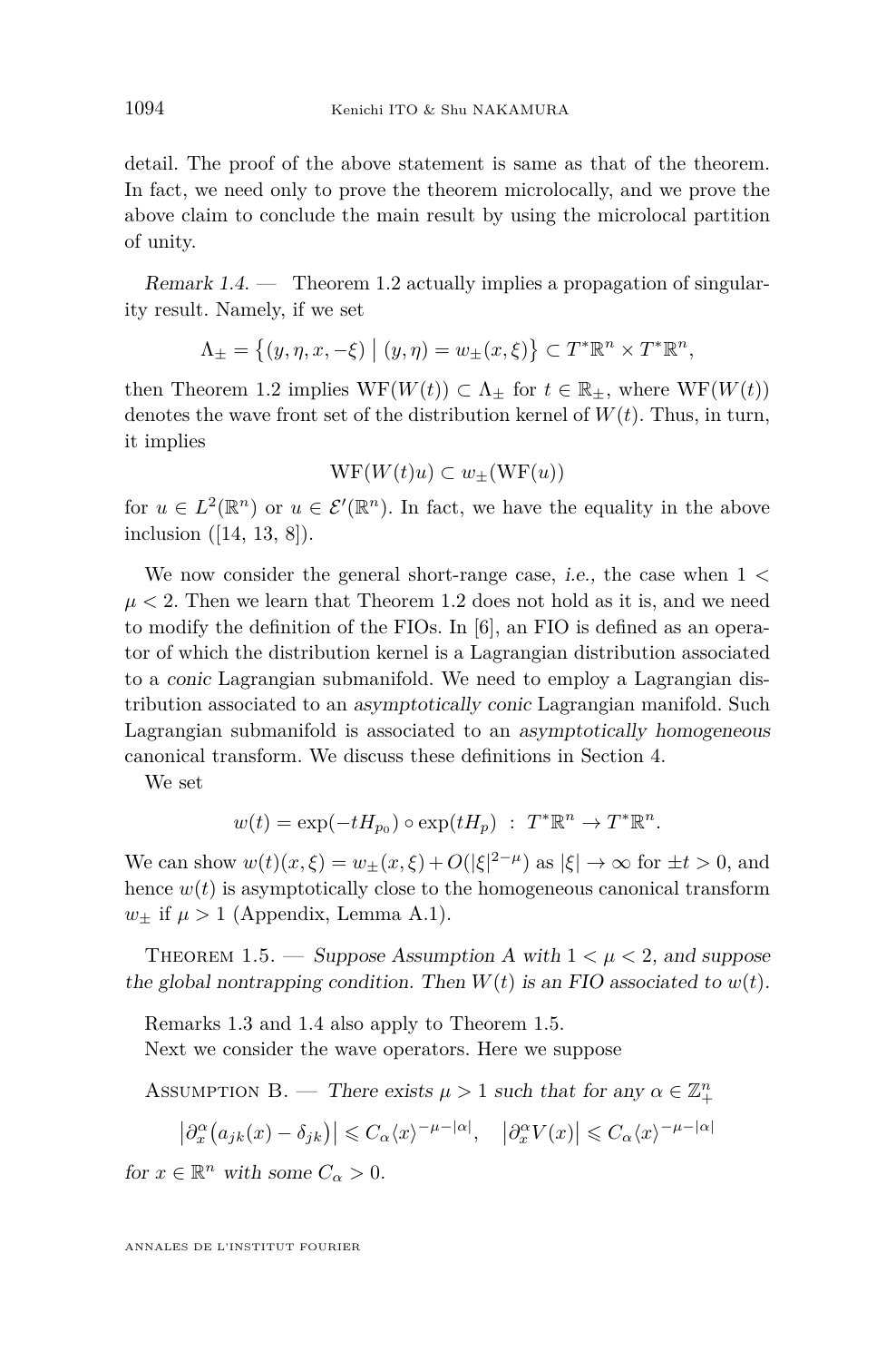detail. The proof of the above statement is same as that of the theorem. In fact, we need only to prove the theorem microlocally, and we prove the above claim to conclude the main result by using the microlocal partition of unity.

*Remark 1.4.* — Theorem 1.2 actually implies a propagation of singularity result. Namely, if we set

$$\Lambda_\pm = \big\{(y,\eta,x,-\xi) \;\big|\; (y,\eta) = w_\pm(x,\xi)\big\} \subset T^*\mathbb{R}^n \times T^*\mathbb{R}^n,$$

then Theorem 1.2 implies $\mathrm{WF}(W(t)) \subset \Lambda_\pm$ for $t \in \mathbb{R}_\pm$, where $\mathrm{WF}(W(t))$ denotes the wave front set of the distribution kernel of $W(t)$. Thus, in turn, it implies

$$\mathrm{WF}(W(t)u) \subset w_\pm(\mathrm{WF}(u))$$

for $u \in L^2(\mathbb{R}^n)$ or $u \in \mathcal{E}'(\mathbb{R}^n)$. In fact, we have the equality in the above inclusion ([14, 13, 8]).

We now consider the general short-range case, *i.e.,* the case when $1 < \mu < 2$. Then we learn that Theorem 1.2 does not hold as it is, and we need to modify the definition of the FIOs. In [6], an FIO is defined as an operator of which the distribution kernel is a Lagrangian distribution associated to a *conic* Lagrangian submanifold. We need to employ a Lagrangian distribution associated to an *asymptotically conic* Lagrangian manifold. Such Lagrangian submanifold is associated to an *asymptotically homogeneous* canonical transform. We discuss these definitions in Section 4.

We set

$$w(t) = \exp(-tH_{p_0}) \circ \exp(tH_p) \;\;:\;\; T^*\mathbb{R}^n \to T^*\mathbb{R}^n.$$

We can show $w(t)(x,\xi) = w_\pm(x,\xi) + O(|\xi|^{2-\mu})$ as $|\xi| \to \infty$ for $\pm t > 0$, and hence $w(t)$ is asymptotically close to the homogeneous canonical transform $w_\pm$ if $\mu > 1$ (Appendix, Lemma A.1).

Theorem 1.5. — *Suppose Assumption A with $1 < \mu < 2$, and suppose the global nontrapping condition. Then $W(t)$ is an FIO associated to $w(t)$.*

Remarks 1.3 and 1.4 also apply to Theorem 1.5.

Next we consider the wave operators. Here we suppose

Assumption B. — *There exists $\mu > 1$ such that for any $\alpha \in \mathbb{Z}_+^n$*

$$\big|\partial_x^\alpha\big(a_{jk}(x) - \delta_{jk}\big)\big| \leqslant C_\alpha \langle x\rangle^{-\mu-|\alpha|}, \quad \big|\partial_x^\alpha V(x)\big| \leqslant C_\alpha \langle x\rangle^{-\mu-|\alpha|}$$

*for $x \in \mathbb{R}^n$ with some $C_\alpha > 0$.*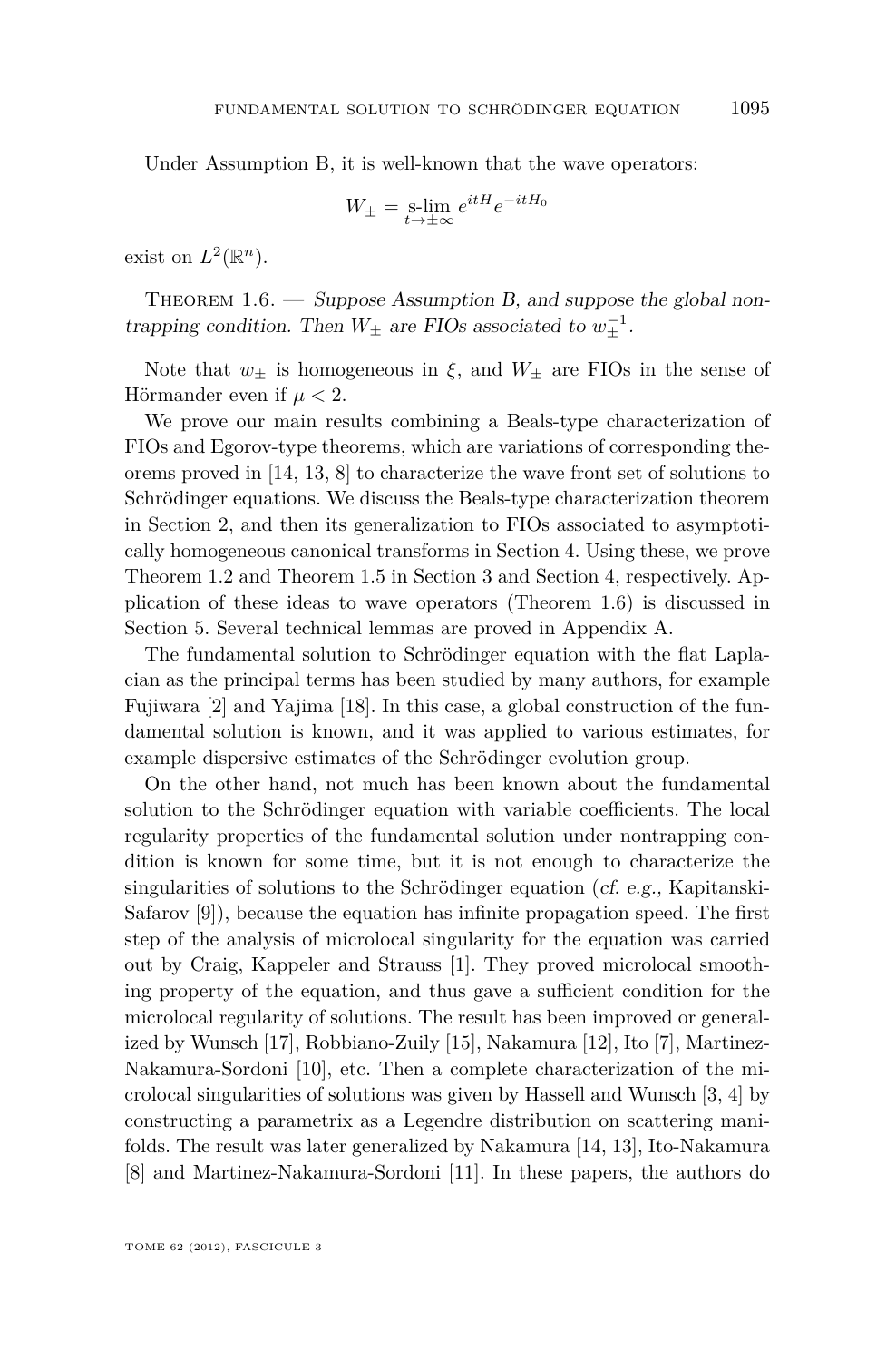Under Assumption B, it is well-known that the wave operators:

$$W_\pm = \operatorname*{s-lim}_{t\to\pm\infty} e^{itH} e^{-itH_0}$$

exist on $L^2(\mathbb{R}^n)$.

Theorem 1.6. — *Suppose Assumption B, and suppose the global nontrapping condition. Then $W_\pm$ are FIOs associated to $w_\pm^{-1}$.*

Note that $w_\pm$ is homogeneous in $\xi$, and $W_\pm$ are FIOs in the sense of Hörmander even if $\mu < 2$.

We prove our main results combining a Beals-type characterization of FIOs and Egorov-type theorems, which are variations of corresponding theorems proved in [14, 13, 8] to characterize the wave front set of solutions to Schrödinger equations. We discuss the Beals-type characterization theorem in Section 2, and then its generalization to FIOs associated to asymptotically homogeneous canonical transforms in Section 4. Using these, we prove Theorem 1.2 and Theorem 1.5 in Section 3 and Section 4, respectively. Application of these ideas to wave operators (Theorem 1.6) is discussed in Section 5. Several technical lemmas are proved in Appendix A.

The fundamental solution to Schrödinger equation with the flat Laplacian as the principal terms has been studied by many authors, for example Fujiwara [2] and Yajima [18]. In this case, a global construction of the fundamental solution is known, and it was applied to various estimates, for example dispersive estimates of the Schrödinger evolution group.

On the other hand, not much has been known about the fundamental solution to the Schrödinger equation with variable coefficients. The local regularity properties of the fundamental solution under nontrapping condition is known for some time, but it is not enough to characterize the singularities of solutions to the Schrödinger equation (*cf. e.g.,* Kapitanski-Safarov [9]), because the equation has infinite propagation speed. The first step of the analysis of microlocal singularity for the equation was carried out by Craig, Kappeler and Strauss [1]. They proved microlocal smoothing property of the equation, and thus gave a sufficient condition for the microlocal regularity of solutions. The result has been improved or generalized by Wunsch [17], Robbiano-Zuily [15], Nakamura [12], Ito [7], Martinez-Nakamura-Sordoni [10], etc. Then a complete characterization of the microlocal singularities of solutions was given by Hassell and Wunsch [3, 4] by constructing a parametrix as a Legendre distribution on scattering manifolds. The result was later generalized by Nakamura [14, 13], Ito-Nakamura [8] and Martinez-Nakamura-Sordoni [11]. In these papers, the authors do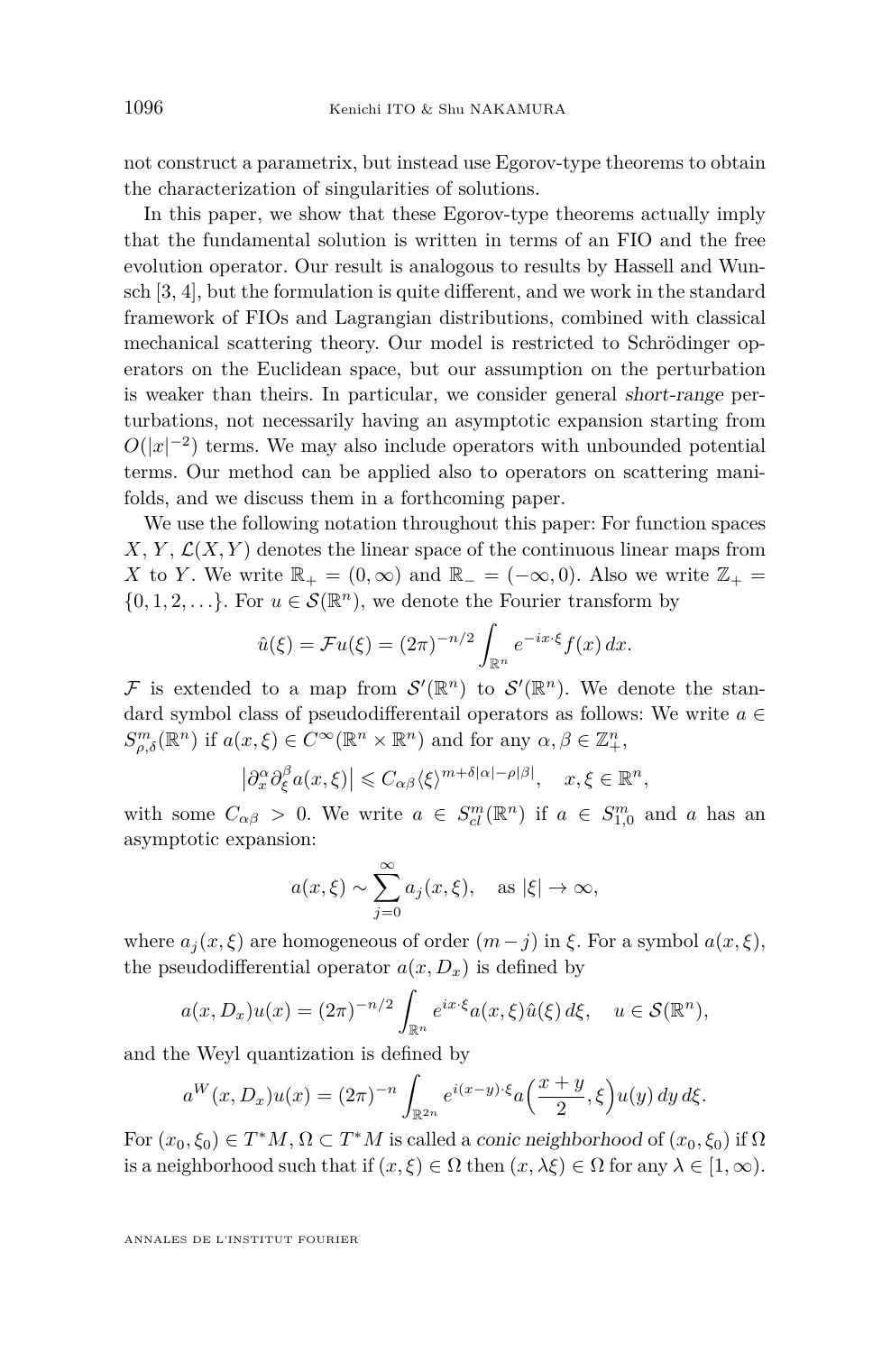not construct a parametrix, but instead use Egorov-type theorems to obtain the characterization of singularities of solutions.

In this paper, we show that these Egorov-type theorems actually imply that the fundamental solution is written in terms of an FIO and the free evolution operator. Our result is analogous to results by Hassell and Wunsch [3, 4], but the formulation is quite different, and we work in the standard framework of FIOs and Lagrangian distributions, combined with classical mechanical scattering theory. Our model is restricted to Schrödinger operators on the Euclidean space, but our assumption on the perturbation is weaker than theirs. In particular, we consider general *short-range* perturbations, not necessarily having an asymptotic expansion starting from $O(|x|^{-2})$ terms. We may also include operators with unbounded potential terms. Our method can be applied also to operators on scattering manifolds, and we discuss them in a forthcoming paper.

We use the following notation throughout this paper: For function spaces $X$, $Y$, $\mathcal{L}(X,Y)$ denotes the linear space of the continuous linear maps from $X$ to $Y$. We write $\mathbb{R}_+ = (0,\infty)$ and $\mathbb{R}_- = (-\infty, 0)$. Also we write $\mathbb{Z}_+ = \{0,1,2,\ldots\}$. For $u \in \mathcal{S}(\mathbb{R}^n)$, we denote the Fourier transform by

$$\hat{u}(\xi) = \mathcal{F}u(\xi) = (2\pi)^{-n/2}\int_{\mathbb{R}^n} e^{-ix\cdot\xi} f(x)\,dx.$$

$\mathcal{F}$ is extended to a map from $\mathcal{S}'(\mathbb{R}^n)$ to $\mathcal{S}'(\mathbb{R}^n)$. We denote the standard symbol class of pseudodifferentail operators as follows: We write $a \in S^m_{\rho,\delta}(\mathbb{R}^n)$ if $a(x,\xi) \in C^\infty(\mathbb{R}^n \times \mathbb{R}^n)$ and for any $\alpha, \beta \in \mathbb{Z}^n_+$,

$$\left|\partial_x^\alpha \partial_\xi^\beta a(x,\xi)\right| \leqslant C_{\alpha\beta}\langle\xi\rangle^{m+\delta|\alpha|-\rho|\beta|}, \quad x,\xi \in \mathbb{R}^n,$$

with some $C_{\alpha\beta} > 0$. We write $a \in S^m_{cl}(\mathbb{R}^n)$ if $a \in S^m_{1,0}$ and $a$ has an asymptotic expansion:

$$a(x,\xi) \sim \sum_{j=0}^\infty a_j(x,\xi), \quad \text{as } |\xi| \to \infty,$$

where $a_j(x,\xi)$ are homogeneous of order $(m-j)$ in $\xi$. For a symbol $a(x,\xi)$, the pseudodifferential operator $a(x,D_x)$ is defined by

$$a(x,D_x)u(x) = (2\pi)^{-n/2}\int_{\mathbb{R}^n} e^{ix\cdot\xi} a(x,\xi)\hat{u}(\xi)\,d\xi, \quad u \in \mathcal{S}(\mathbb{R}^n),$$

and the Weyl quantization is defined by

$$a^W(x,D_x)u(x) = (2\pi)^{-n}\int_{\mathbb{R}^{2n}} e^{i(x-y)\cdot\xi} a\Big(\frac{x+y}{2},\xi\Big)u(y)\,dy\,d\xi.$$

For $(x_0,\xi_0) \in T^*M$, $\Omega \subset T^*M$ is called a *conic neighborhood* of $(x_0,\xi_0)$ if $\Omega$ is a neighborhood such that if $(x,\xi) \in \Omega$ then $(x,\lambda\xi) \in \Omega$ for any $\lambda \in [1,\infty)$.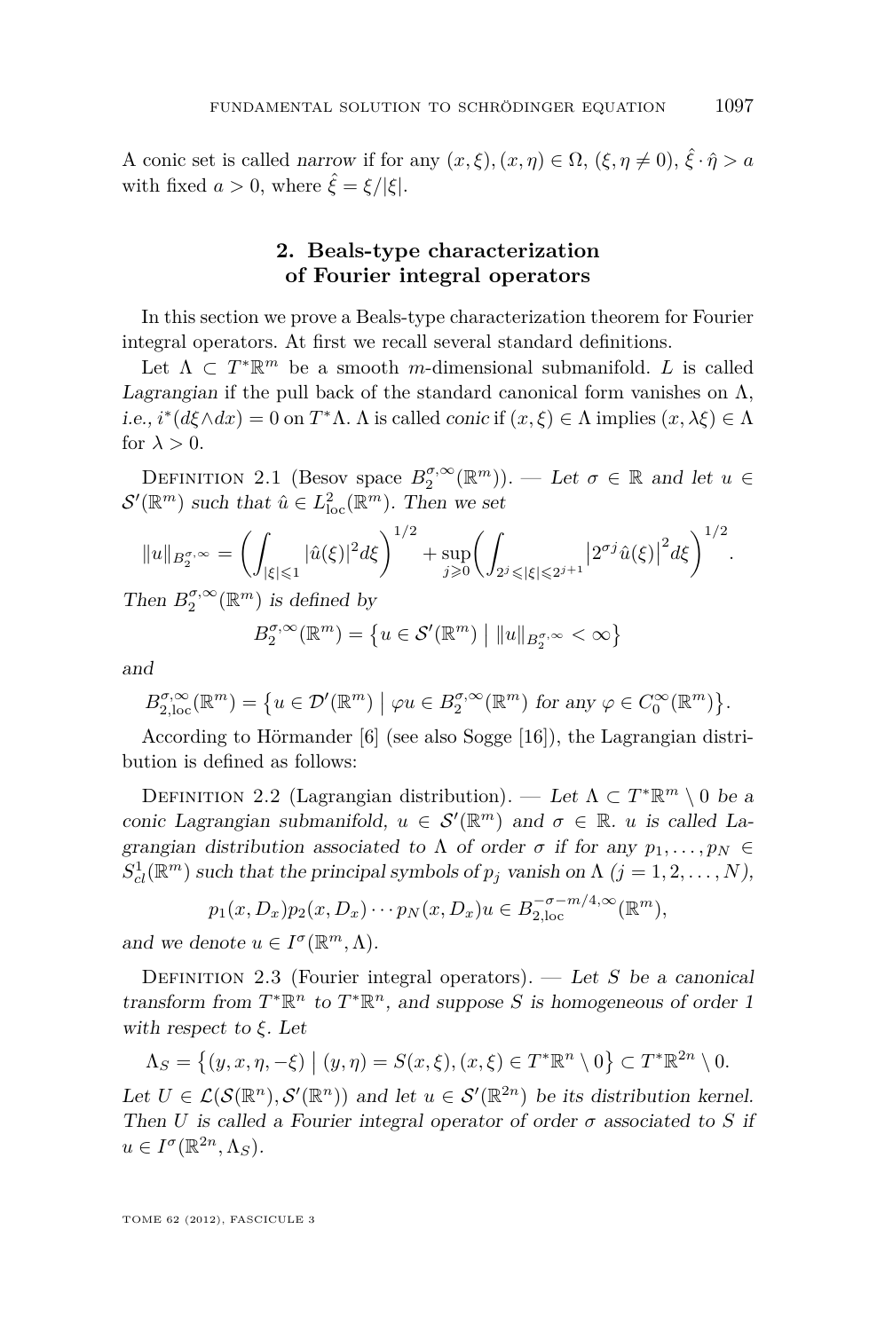A conic set is called *narrow* if for any $(x,\xi),(x,\eta)\in\Omega$, $(\xi,\eta\neq 0)$, $\hat{\xi}\cdot\hat{\eta}>a$ with fixed $a>0$, where $\hat{\xi}=\xi/|\xi|$.

## 2. Beals-type characterization of Fourier integral operators

In this section we prove a Beals-type characterization theorem for Fourier integral operators. At first we recall several standard definitions.

Let $\Lambda\subset T^*\mathbb{R}^m$ be a smooth $m$-dimensional submanifold. $L$ is called *Lagrangian* if the pull back of the standard canonical form vanishes on $\Lambda$, *i.e.*, $i^*(d\xi\wedge dx)=0$ on $T^*\Lambda$. $\Lambda$ is called *conic* if $(x,\xi)\in\Lambda$ implies $(x,\lambda\xi)\in\Lambda$ for $\lambda>0$.

Definition 2.1 (Besov space $B_2^{\sigma,\infty}(\mathbb{R}^m)$). — *Let $\sigma\in\mathbb{R}$ and let $u\in\mathcal{S}'(\mathbb{R}^m)$ such that $\hat{u}\in L^2_{\rm loc}(\mathbb{R}^m)$. Then we set*

$$\|u\|_{B_2^{\sigma,\infty}}=\left(\int_{|\xi|\leqslant 1}|\hat{u}(\xi)|^2d\xi\right)^{1/2}+\sup_{j\geqslant 0}\left(\int_{2^j\leqslant|\xi|\leqslant 2^{j+1}}\left|2^{\sigma j}\hat{u}(\xi)\right|^2d\xi\right)^{1/2}.$$

*Then $B_2^{\sigma,\infty}(\mathbb{R}^m)$ is defined by*

$$B_2^{\sigma,\infty}(\mathbb{R}^m)=\left\{u\in\mathcal{S}'(\mathbb{R}^m)\;\middle|\;\|u\|_{B_2^{\sigma,\infty}}<\infty\right\}$$

*and*

$$B_{2,\rm loc}^{\sigma,\infty}(\mathbb{R}^m)=\left\{u\in\mathcal{D}'(\mathbb{R}^m)\;\middle|\;\varphi u\in B_2^{\sigma,\infty}(\mathbb{R}^m)\text{ for any }\varphi\in C_0^\infty(\mathbb{R}^m)\right\}.$$

According to Hörmander [6] (see also Sogge [16]), the Lagrangian distribution is defined as follows:

Definition 2.2 (Lagrangian distribution). — *Let $\Lambda\subset T^*\mathbb{R}^m\setminus 0$ be a conic Lagrangian submanifold, $u\in\mathcal{S}'(\mathbb{R}^m)$ and $\sigma\in\mathbb{R}$. $u$ is called Lagrangian distribution associated to $\Lambda$ of order $\sigma$ if for any $p_1,\dots,p_N\in S^1_{cl}(\mathbb{R}^m)$ such that the principal symbols of $p_j$ vanish on $\Lambda$ $(j=1,2,\dots,N)$,*

$$p_1(x,D_x)p_2(x,D_x)\cdots p_N(x,D_x)u\in B_{2,\rm loc}^{-\sigma-m/4,\infty}(\mathbb{R}^m),$$

*and we denote $u\in I^\sigma(\mathbb{R}^m,\Lambda)$.*

Definition 2.3 (Fourier integral operators). — *Let $S$ be a canonical transform from $T^*\mathbb{R}^n$ to $T^*\mathbb{R}^n$, and suppose $S$ is homogeneous of order 1 with respect to $\xi$. Let*

$$\Lambda_S=\left\{(y,x,\eta,-\xi)\;\middle|\;(y,\eta)=S(x,\xi),(x,\xi)\in T^*\mathbb{R}^n\setminus 0\right\}\subset T^*\mathbb{R}^{2n}\setminus 0.$$

*Let $U\in\mathcal{L}(\mathcal{S}(\mathbb{R}^n),\mathcal{S}'(\mathbb{R}^n))$ and let $u\in\mathcal{S}'(\mathbb{R}^{2n})$ be its distribution kernel. Then $U$ is called a Fourier integral operator of order $\sigma$ associated to $S$ if $u\in I^\sigma(\mathbb{R}^{2n},\Lambda_S)$.*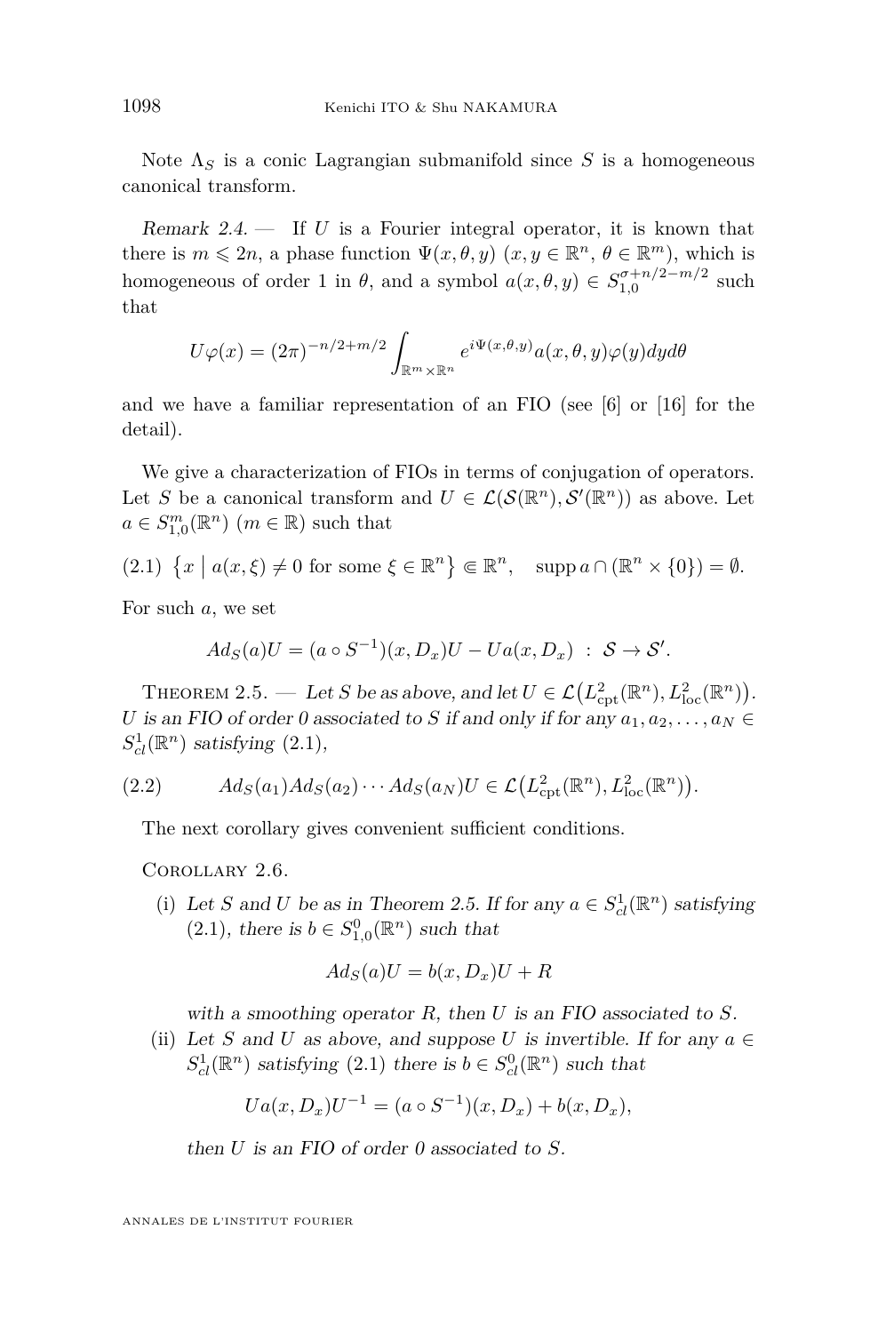Note $\Lambda_S$ is a conic Lagrangian submanifold since $S$ is a homogeneous canonical transform.

*Remark 2.4.* — If $U$ is a Fourier integral operator, it is known that there is $m \leqslant 2n$, a phase function $\Psi(x,\theta,y)$ ($x, y \in \mathbb{R}^n$, $\theta \in \mathbb{R}^m$), which is homogeneous of order 1 in $\theta$, and a symbol $a(x,\theta,y) \in S^{\sigma+n/2-m/2}_{1,0}$ such that

$$U\varphi(x) = (2\pi)^{-n/2+m/2} \int_{\mathbb{R}^m \times \mathbb{R}^n} e^{i\Psi(x,\theta,y)} a(x,\theta,y)\varphi(y) dy d\theta$$

and we have a familiar representation of an FIO (see [6] or [16] for the detail).

We give a characterization of FIOs in terms of conjugation of operators. Let $S$ be a canonical transform and $U \in \mathcal{L}(\mathcal{S}(\mathbb{R}^n), \mathcal{S}'(\mathbb{R}^n))$ as above. Let $a \in S^m_{1,0}(\mathbb{R}^n)$ ($m \in \mathbb{R}$) such that

$$\left\{ x \;\middle|\; a(x,\xi) \neq 0 \text{ for some } \xi \in \mathbb{R}^n \right\} \Subset \mathbb{R}^n, \quad \operatorname{supp} a \cap (\mathbb{R}^n \times \{0\}) = \emptyset. \tag{2.1}$$

For such $a$, we set

$$Ad_S(a)U = (a \circ S^{-1})(x, D_x)U - Ua(x, D_x) \;:\; \mathcal{S} \to \mathcal{S}'.$$

Theorem 2.5. — *Let $S$ be as above, and let $U \in \mathcal{L}\big(L^2_{\mathrm{cpt}}(\mathbb{R}^n), L^2_{\mathrm{loc}}(\mathbb{R}^n)\big)$. $U$ is an FIO of order 0 associated to $S$ if and only if for any $a_1, a_2, \dots, a_N \in S^1_{cl}(\mathbb{R}^n)$ satisfying (2.1),*

$$Ad_S(a_1)Ad_S(a_2)\cdots Ad_S(a_N)U \in \mathcal{L}\big(L^2_{\mathrm{cpt}}(\mathbb{R}^n), L^2_{\mathrm{loc}}(\mathbb{R}^n)\big). \tag{2.2}$$

The next corollary gives convenient sufficient conditions.

Corollary 2.6.

(i) *Let $S$ and $U$ be as in Theorem 2.5. If for any $a \in S^1_{cl}(\mathbb{R}^n)$ satisfying (2.1), there is $b \in S^0_{1,0}(\mathbb{R}^n)$ such that*

$$Ad_S(a)U = b(x, D_x)U + R$$

*with a smoothing operator $R$, then $U$ is an FIO associated to $S$.*

(ii) *Let $S$ and $U$ as above, and suppose $U$ is invertible. If for any $a \in S^1_{cl}(\mathbb{R}^n)$ satisfying (2.1) there is $b \in S^0_{cl}(\mathbb{R}^n)$ such that*

$$Ua(x, D_x)U^{-1} = (a \circ S^{-1})(x, D_x) + b(x, D_x),$$

*then $U$ is an FIO of order 0 associated to $S$.*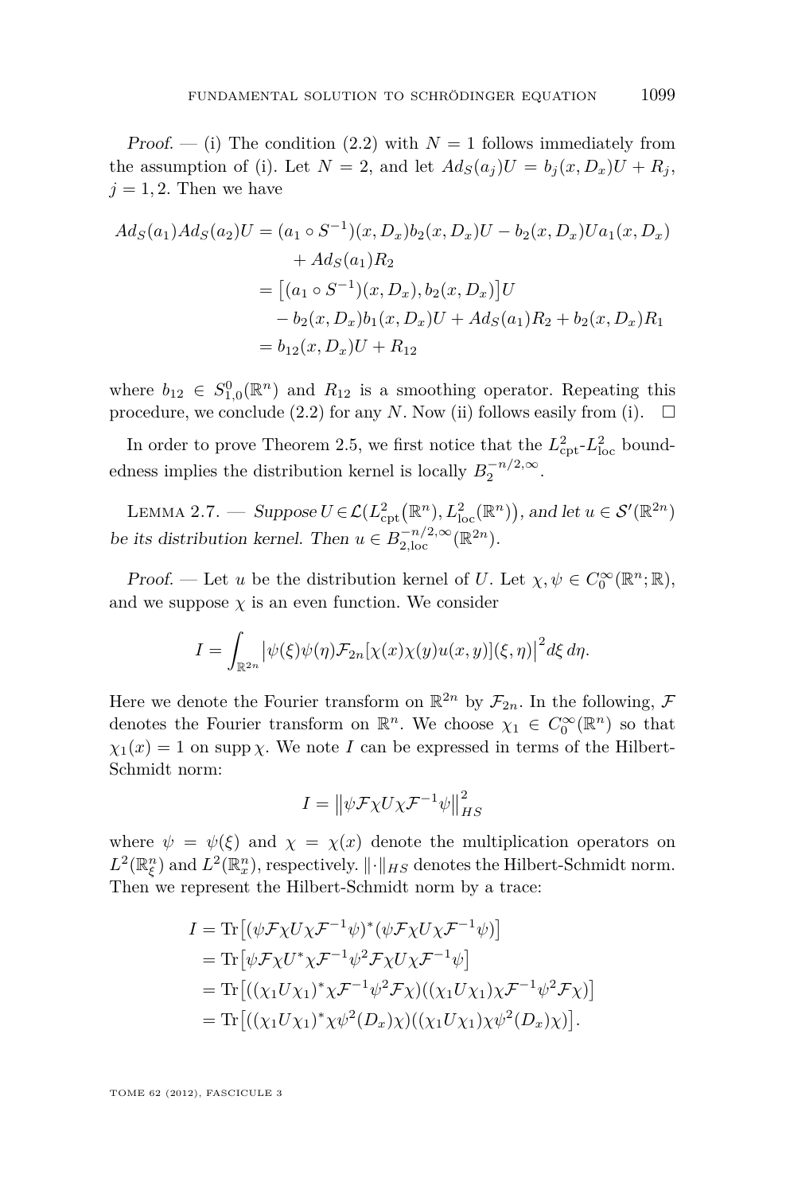*Proof.* — (i) The condition (2.2) with $N = 1$ follows immediately from the assumption of (i). Let $N = 2$, and let $Ad_S(a_j)U = b_j(x, D_x)U + R_j$, $j = 1, 2$. Then we have

$$
\begin{aligned}
Ad_S(a_1)Ad_S(a_2)U &= (a_1 \circ S^{-1})(x, D_x)b_2(x, D_x)U - b_2(x, D_x)Ua_1(x, D_x) \\
&\qquad + Ad_S(a_1)R_2 \\
&= \big[(a_1 \circ S^{-1})(x, D_x), b_2(x, D_x)\big]U \\
&\quad - b_2(x, D_x)b_1(x, D_x)U + Ad_S(a_1)R_2 + b_2(x, D_x)R_1 \\
&= b_{12}(x, D_x)U + R_{12}
\end{aligned}
$$

where $b_{12} \in S^0_{1,0}(\mathbb{R}^n)$ and $R_{12}$ is a smoothing operator. Repeating this procedure, we conclude (2.2) for any $N$. Now (ii) follows easily from (i). $\square$

In order to prove Theorem 2.5, we first notice that the $L^2_{\text{cpt}}$-$L^2_{\text{loc}}$ boundedness implies the distribution kernel is locally $B_2^{-n/2,\infty}$.

Lemma 2.7. — *Suppose $U \in \mathcal{L}(L^2_{\text{cpt}}(\mathbb{R}^n), L^2_{\text{loc}}(\mathbb{R}^n))$, and let $u \in \mathcal{S}'(\mathbb{R}^{2n})$ be its distribution kernel. Then $u \in B^{-n/2,\infty}_{2,\text{loc}}(\mathbb{R}^{2n})$.*

*Proof.* — Let $u$ be the distribution kernel of $U$. Let $\chi, \psi \in C_0^\infty(\mathbb{R}^n; \mathbb{R})$, and we suppose $\chi$ is an even function. We consider

$$
I = \int_{\mathbb{R}^{2n}} \big|\psi(\xi)\psi(\eta)\mathcal{F}_{2n}[\chi(x)\chi(y)u(x, y)](\xi, \eta)\big|^2 d\xi\, d\eta.
$$

Here we denote the Fourier transform on $\mathbb{R}^{2n}$ by $\mathcal{F}_{2n}$. In the following, $\mathcal{F}$ denotes the Fourier transform on $\mathbb{R}^n$. We choose $\chi_1 \in C_0^\infty(\mathbb{R}^n)$ so that $\chi_1(x) = 1$ on $\operatorname{supp}\chi$. We note $I$ can be expressed in terms of the Hilbert-Schmidt norm:

$$
I = \big\|\psi\mathcal{F}\chi U\chi\mathcal{F}^{-1}\psi\big\|^2_{HS}
$$

where $\psi = \psi(\xi)$ and $\chi = \chi(x)$ denote the multiplication operators on $L^2(\mathbb{R}^n_\xi)$ and $L^2(\mathbb{R}^n_x)$, respectively. $\|\cdot\|_{HS}$ denotes the Hilbert-Schmidt norm. Then we represent the Hilbert-Schmidt norm by a trace:

$$
\begin{aligned}
I &= \operatorname{Tr}\big[(\psi\mathcal{F}\chi U\chi\mathcal{F}^{-1}\psi)^*(\psi\mathcal{F}\chi U\chi\mathcal{F}^{-1}\psi)\big] \\
&= \operatorname{Tr}\big[\psi\mathcal{F}\chi U^*\chi\mathcal{F}^{-1}\psi^2\mathcal{F}\chi U\chi\mathcal{F}^{-1}\psi\big] \\
&= \operatorname{Tr}\big[((\chi_1 U\chi_1)^*\chi\mathcal{F}^{-1}\psi^2\mathcal{F}\chi)((\chi_1 U\chi_1)\chi\mathcal{F}^{-1}\psi^2\mathcal{F}\chi)\big] \\
&= \operatorname{Tr}\big[((\chi_1 U\chi_1)^*\chi\psi^2(D_x)\chi)((\chi_1 U\chi_1)\chi\psi^2(D_x)\chi)\big].
\end{aligned}
$$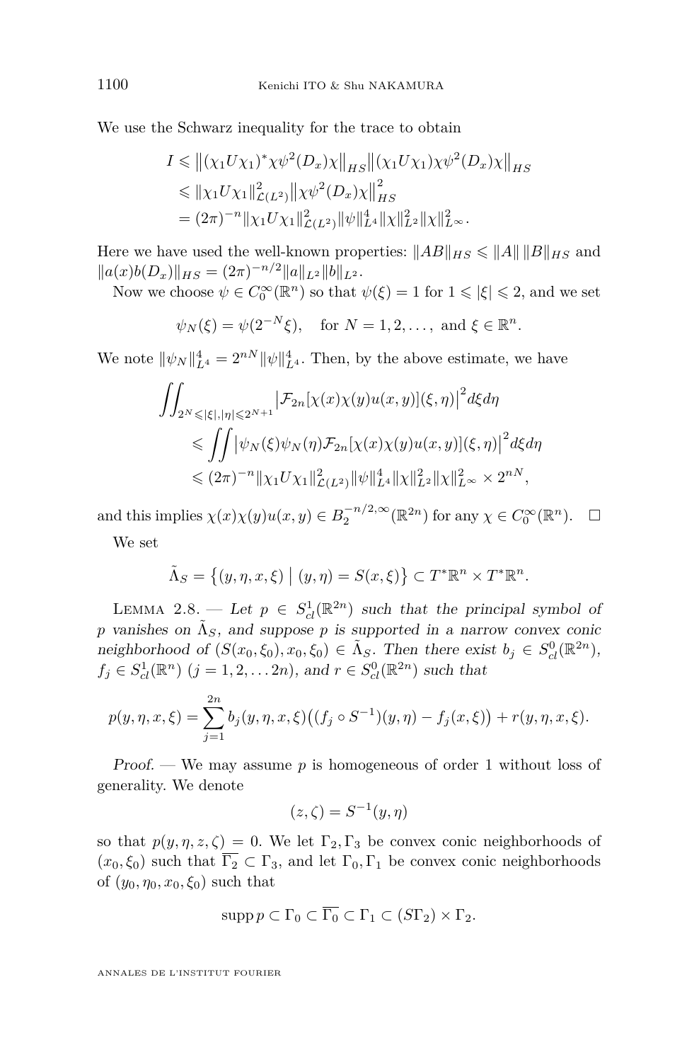We use the Schwarz inequality for the trace to obtain

$$
\begin{aligned}
I &\leqslant \big\|(\chi_1 U\chi_1)^*\chi\psi^2(D_x)\chi\big\|_{HS}\big\|(\chi_1 U\chi_1)\chi\psi^2(D_x)\chi\big\|_{HS} \\
&\leqslant \|\chi_1 U\chi_1\|^2_{\mathcal{L}(L^2)}\big\|\chi\psi^2(D_x)\chi\big\|^2_{HS} \\
&= (2\pi)^{-n}\|\chi_1 U\chi_1\|^2_{\mathcal{L}(L^2)}\|\psi\|^4_{L^4}\|\chi\|^2_{L^2}\|\chi\|^2_{L^\infty}.
\end{aligned}
$$

Here we have used the well-known properties: $\|AB\|_{HS} \leqslant \|A\|\,\|B\|_{HS}$ and $\|a(x)b(D_x)\|_{HS} = (2\pi)^{-n/2}\|a\|_{L^2}\|b\|_{L^2}$.

Now we choose $\psi \in C_0^\infty(\mathbb{R}^n)$ so that $\psi(\xi) = 1$ for $1 \leqslant |\xi| \leqslant 2$, and we set

$$
\psi_N(\xi) = \psi(2^{-N}\xi), \quad \text{for } N = 1, 2, \dots, \text{ and } \xi \in \mathbb{R}^n.
$$

We note $\|\psi_N\|^4_{L^4} = 2^{nN}\|\psi\|^4_{L^4}$. Then, by the above estimate, we have

$$
\begin{aligned}
&\iint_{2^N \leqslant |\xi|, |\eta| \leqslant 2^{N+1}} \big|\mathcal{F}_{2n}[\chi(x)\chi(y)u(x,y)](\xi,\eta)\big|^2 d\xi d\eta \\
&\qquad \leqslant \iint \big|\psi_N(\xi)\psi_N(\eta)\mathcal{F}_{2n}[\chi(x)\chi(y)u(x,y)](\xi,\eta)\big|^2 d\xi d\eta \\
&\qquad \leqslant (2\pi)^{-n}\|\chi_1 U\chi_1\|^2_{\mathcal{L}(L^2)}\|\psi\|^4_{L^4}\|\chi\|^2_{L^2}\|\chi\|^2_{L^\infty} \times 2^{nN},
\end{aligned}
$$

and this implies $\chi(x)\chi(y)u(x,y) \in B_2^{-n/2,\infty}(\mathbb{R}^{2n})$ for any $\chi \in C_0^\infty(\mathbb{R}^n)$. $\square$

We set

$$
\tilde{\Lambda}_S = \big\{(y,\eta,x,\xi) \;\big|\; (y,\eta) = S(x,\xi)\big\} \subset T^*\mathbb{R}^n \times T^*\mathbb{R}^n.
$$

Lemma 2.8. — *Let $p \in S^1_{cl}(\mathbb{R}^{2n})$ such that the principal symbol of $p$ vanishes on $\tilde{\Lambda}_S$, and suppose $p$ is supported in a narrow convex conic neighborhood of $(S(x_0,\xi_0), x_0, \xi_0) \in \tilde{\Lambda}_S$. Then there exist $b_j \in S^0_{cl}(\mathbb{R}^{2n})$, $f_j \in S^1_{cl}(\mathbb{R}^n)$ $(j = 1, 2, \dots 2n)$, and $r \in S^0_{cl}(\mathbb{R}^{2n})$ such that*

$$
p(y,\eta,x,\xi) = \sum_{j=1}^{2n} b_j(y,\eta,x,\xi)\big((f_j \circ S^{-1})(y,\eta) - f_j(x,\xi)\big) + r(y,\eta,x,\xi).
$$

*Proof.* — We may assume $p$ is homogeneous of order 1 without loss of generality. We denote

$$
(z,\zeta) = S^{-1}(y,\eta)
$$

so that $p(y,\eta,z,\zeta) = 0$. We let $\Gamma_2, \Gamma_3$ be convex conic neighborhoods of $(x_0,\xi_0)$ such that $\overline{\Gamma_2} \subset \Gamma_3$, and let $\Gamma_0, \Gamma_1$ be convex conic neighborhoods of $(y_0,\eta_0,x_0,\xi_0)$ such that

$$
\operatorname{supp} p \subset \Gamma_0 \subset \overline{\Gamma_0} \subset \Gamma_1 \subset (S\Gamma_2) \times \Gamma_2.
$$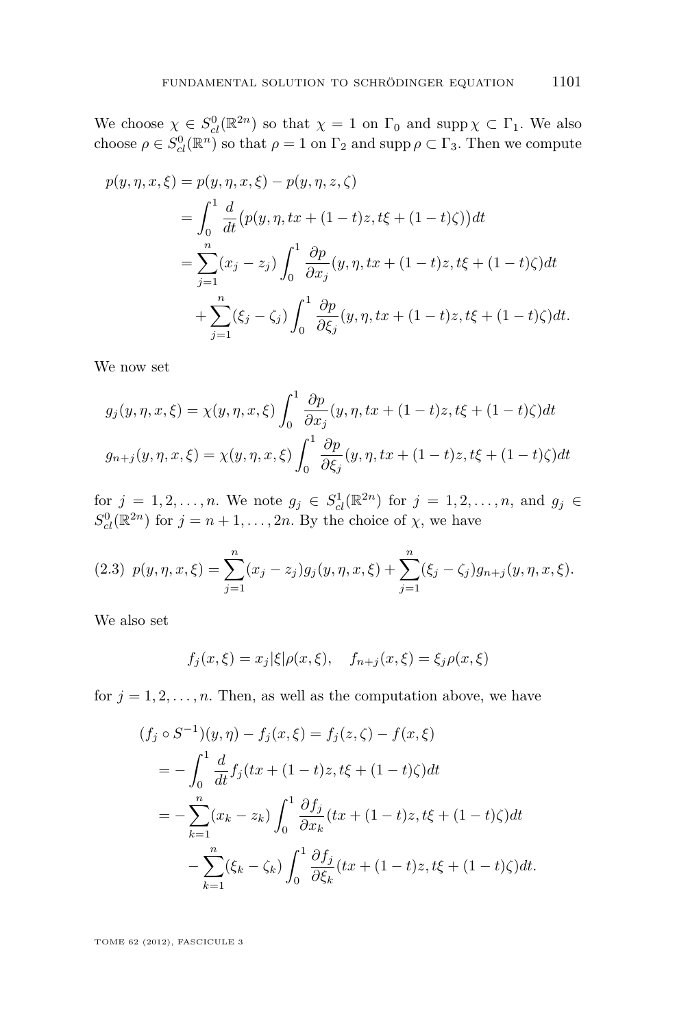We choose $\chi \in S^0_{cl}(\mathbb{R}^{2n})$ so that $\chi = 1$ on $\Gamma_0$ and $\operatorname{supp}\chi \subset \Gamma_1$. We also choose $\rho \in S^0_{cl}(\mathbb{R}^n)$ so that $\rho = 1$ on $\Gamma_2$ and $\operatorname{supp}\rho \subset \Gamma_3$. Then we compute

$$
\begin{aligned}
p(y,\eta,x,\xi) &= p(y,\eta,x,\xi) - p(y,\eta,z,\zeta) \\
&= \int_0^1 \frac{d}{dt}\big(p(y,\eta,tx+(1-t)z,t\xi+(1-t)\zeta)\big)dt \\
&= \sum_{j=1}^n (x_j - z_j)\int_0^1 \frac{\partial p}{\partial x_j}(y,\eta,tx+(1-t)z,t\xi+(1-t)\zeta)dt \\
&\quad + \sum_{j=1}^n (\xi_j - \zeta_j)\int_0^1 \frac{\partial p}{\partial \xi_j}(y,\eta,tx+(1-t)z,t\xi+(1-t)\zeta)dt.
\end{aligned}
$$

We now set

$$
g_j(y,\eta,x,\xi) = \chi(y,\eta,x,\xi)\int_0^1 \frac{\partial p}{\partial x_j}(y,\eta,tx+(1-t)z,t\xi+(1-t)\zeta)dt
$$

$$
g_{n+j}(y,\eta,x,\xi) = \chi(y,\eta,x,\xi)\int_0^1 \frac{\partial p}{\partial \xi_j}(y,\eta,tx+(1-t)z,t\xi+(1-t)\zeta)dt
$$

for $j = 1,2,\dots,n$. We note $g_j \in S^1_{cl}(\mathbb{R}^{2n})$ for $j = 1,2,\dots,n$, and $g_j \in S^0_{cl}(\mathbb{R}^{2n})$ for $j = n+1,\dots,2n$. By the choice of $\chi$, we have

$$
p(y,\eta,x,\xi) = \sum_{j=1}^n (x_j - z_j)g_j(y,\eta,x,\xi) + \sum_{j=1}^n (\xi_j - \zeta_j)g_{n+j}(y,\eta,x,\xi). \tag{2.3}
$$

We also set

$$
f_j(x,\xi) = x_j|\xi|\rho(x,\xi), \quad f_{n+j}(x,\xi) = \xi_j\rho(x,\xi)
$$

for $j = 1,2,\dots,n$. Then, as well as the computation above, we have

$$
\begin{aligned}
(f_j \circ S^{-1})(y,\eta) - f_j(x,\xi) &= f_j(z,\zeta) - f(x,\xi) \\
&= -\int_0^1 \frac{d}{dt} f_j(tx+(1-t)z,t\xi+(1-t)\zeta)dt \\
&= -\sum_{k=1}^n (x_k - z_k)\int_0^1 \frac{\partial f_j}{\partial x_k}(tx+(1-t)z,t\xi+(1-t)\zeta)dt \\
&\quad - \sum_{k=1}^n (\xi_k - \zeta_k)\int_0^1 \frac{\partial f_j}{\partial \xi_k}(tx+(1-t)z,t\xi+(1-t)\zeta)dt.
\end{aligned}
$$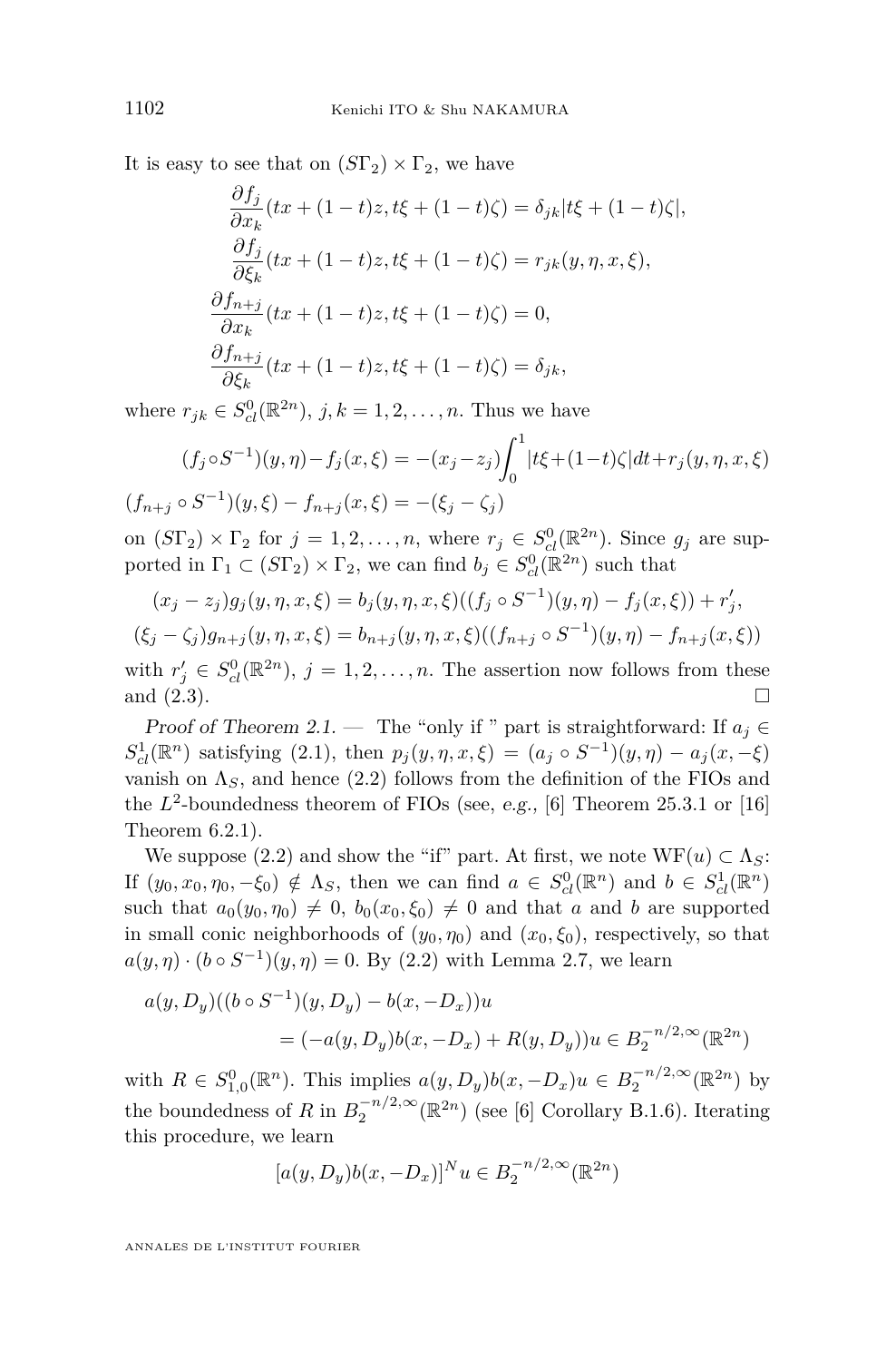It is easy to see that on $(S\Gamma_2)\times\Gamma_2$, we have

$$\begin{aligned}
\frac{\partial f_j}{\partial x_k}(tx+(1-t)z, t\xi+(1-t)\zeta) &= \delta_{jk}|t\xi+(1-t)\zeta|,\\
\frac{\partial f_j}{\partial \xi_k}(tx+(1-t)z, t\xi+(1-t)\zeta) &= r_{jk}(y,\eta,x,\xi),\\
\frac{\partial f_{n+j}}{\partial x_k}(tx+(1-t)z, t\xi+(1-t)\zeta) &= 0,\\
\frac{\partial f_{n+j}}{\partial \xi_k}(tx+(1-t)z, t\xi+(1-t)\zeta) &= \delta_{jk},
\end{aligned}$$

where $r_{jk}\in S^0_{cl}(\mathbb{R}^{2n})$, $j,k=1,2,\dots,n$. Thus we have

$$(f_j\circ S^{-1})(y,\eta)-f_j(x,\xi) = -(x_j-z_j)\int_0^1 |t\xi+(1-t)\zeta|dt + r_j(y,\eta,x,\xi)$$

$$(f_{n+j}\circ S^{-1})(y,\xi)-f_{n+j}(x,\xi) = -(\xi_j-\zeta_j)$$

on $(S\Gamma_2)\times\Gamma_2$ for $j=1,2,\dots,n$, where $r_j\in S^0_{cl}(\mathbb{R}^{2n})$. Since $g_j$ are supported in $\Gamma_1\subset(S\Gamma_2)\times\Gamma_2$, we can find $b_j\in S^0_{cl}(\mathbb{R}^{2n})$ such that

$$(x_j-z_j)g_j(y,\eta,x,\xi) = b_j(y,\eta,x,\xi)((f_j\circ S^{-1})(y,\eta)-f_j(x,\xi)) + r'_j,$$

$$(\xi_j-\zeta_j)g_{n+j}(y,\eta,x,\xi) = b_{n+j}(y,\eta,x,\xi)((f_{n+j}\circ S^{-1})(y,\eta)-f_{n+j}(x,\xi))$$

with $r'_j\in S^0_{cl}(\mathbb{R}^{2n})$, $j=1,2,\dots,n$. The assertion now follows from these and (2.3). □

*Proof of Theorem 2.1.* — The "only if " part is straightforward: If $a_j\in S^1_{cl}(\mathbb{R}^n)$ satisfying (2.1), then $p_j(y,\eta,x,\xi)=(a_j\circ S^{-1})(y,\eta)-a_j(x,-\xi)$ vanish on $\Lambda_S$, and hence (2.2) follows from the definition of the FIOs and the $L^2$-boundedness theorem of FIOs (see, *e.g.*, [6] Theorem 25.3.1 or [16] Theorem 6.2.1).

We suppose (2.2) and show the "if" part. At first, we note $\mathrm{WF}(u)\subset\Lambda_S$: If $(y_0,x_0,\eta_0,-\xi_0)\notin\Lambda_S$, then we can find $a\in S^0_{cl}(\mathbb{R}^n)$ and $b\in S^1_{cl}(\mathbb{R}^n)$ such that $a_0(y_0,\eta_0)\neq 0$, $b_0(x_0,\xi_0)\neq 0$ and that $a$ and $b$ are supported in small conic neighborhoods of $(y_0,\eta_0)$ and $(x_0,\xi_0)$, respectively, so that $a(y,\eta)\cdot(b\circ S^{-1})(y,\eta)=0$. By (2.2) with Lemma 2.7, we learn

$$\begin{aligned}
a(y,D_y)((b\circ S^{-1})(y,D_y)-b(x,-D_x))u&\\
= (-a(y,D_y)b(x,-D_x)&+R(y,D_y))u\in B_2^{-n/2,\infty}(\mathbb{R}^{2n})
\end{aligned}$$

with $R\in S^0_{1,0}(\mathbb{R}^n)$. This implies $a(y,D_y)b(x,-D_x)u\in B_2^{-n/2,\infty}(\mathbb{R}^{2n})$ by the boundedness of $R$ in $B_2^{-n/2,\infty}(\mathbb{R}^{2n})$ (see [6] Corollary B.1.6). Iterating this procedure, we learn

$$[a(y,D_y)b(x,-D_x)]^N u\in B_2^{-n/2,\infty}(\mathbb{R}^{2n})$$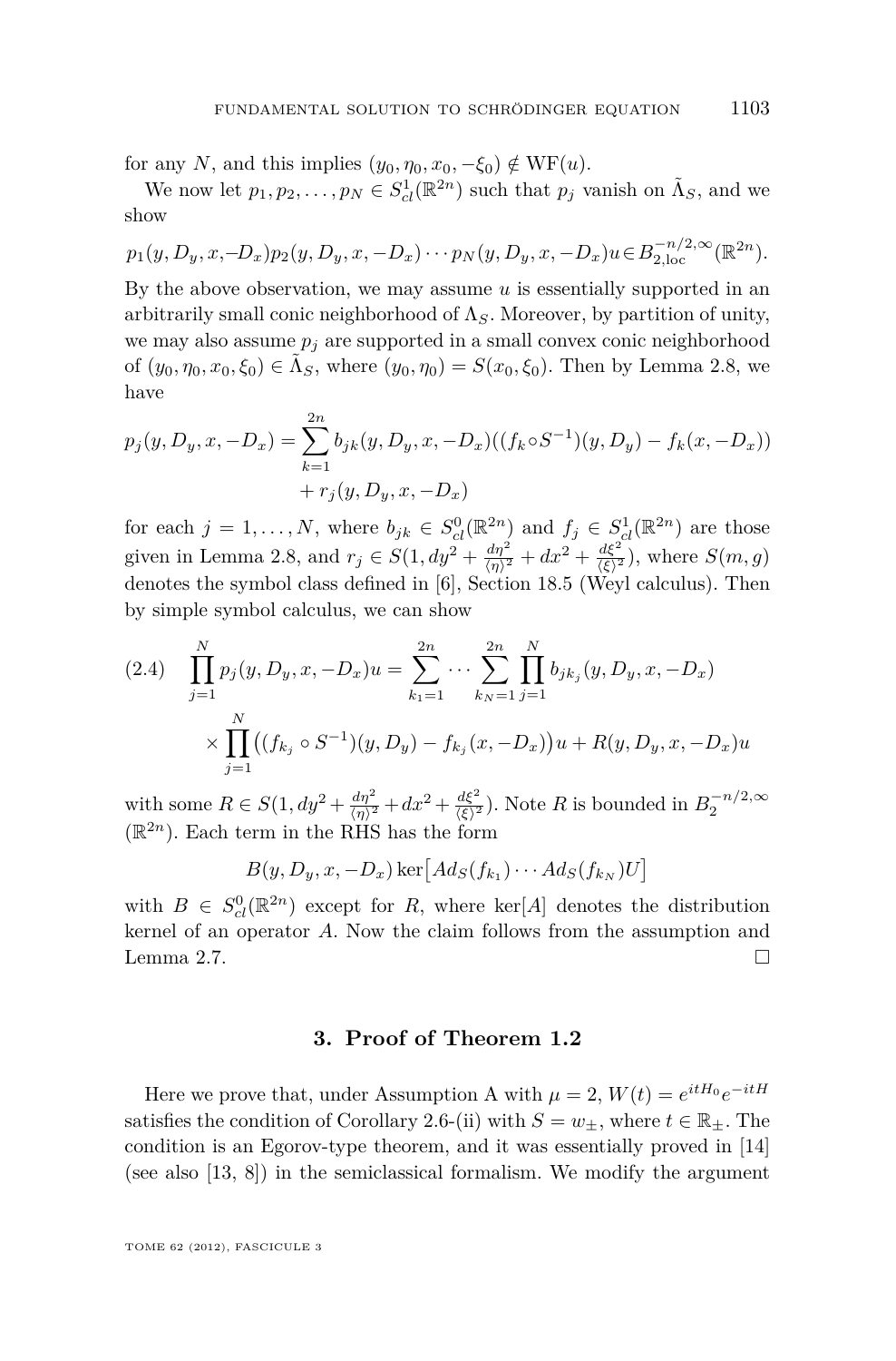for any $N$, and this implies $(y_0, \eta_0, x_0, -\xi_0) \notin \mathrm{WF}(u)$.

We now let $p_1, p_2, \dots, p_N \in S^1_{cl}(\mathbb{R}^{2n})$ such that $p_j$ vanish on $\tilde{\Lambda}_S$, and we show

$$p_1(y, D_y, x, -D_x) p_2(y, D_y, x, -D_x) \cdots p_N(y, D_y, x, -D_x) u \in B^{-n/2,\infty}_{2,\mathrm{loc}}(\mathbb{R}^{2n}).$$

By the above observation, we may assume $u$ is essentially supported in an arbitrarily small conic neighborhood of $\Lambda_S$. Moreover, by partition of unity, we may also assume $p_j$ are supported in a small convex conic neighborhood of $(y_0, \eta_0, x_0, \xi_0) \in \tilde{\Lambda}_S$, where $(y_0, \eta_0) = S(x_0, \xi_0)$. Then by Lemma 2.8, we have

$$\begin{aligned} p_j(y, D_y, x, -D_x) = \sum_{k=1}^{2n} b_{jk}(y, D_y, x, -D_x)((f_k \circ S^{-1})(y, D_y) - f_k(x, -D_x)) \\ + r_j(y, D_y, x, -D_x) \end{aligned}$$

for each $j = 1, \dots, N$, where $b_{jk} \in S^0_{cl}(\mathbb{R}^{2n})$ and $f_j \in S^1_{cl}(\mathbb{R}^{2n})$ are those given in Lemma 2.8, and $r_j \in S(1, dy^2 + \frac{d\eta^2}{\langle \eta \rangle^2} + dx^2 + \frac{d\xi^2}{\langle \xi \rangle^2})$, where $S(m, g)$ denotes the symbol class defined in [6], Section 18.5 (Weyl calculus). Then by simple symbol calculus, we can show

$$\tag{2.4} \begin{aligned} \prod_{j=1}^{N} p_j(y, D_y, x, -D_x) u = \sum_{k_1=1}^{2n} \cdots \sum_{k_N=1}^{2n} \prod_{j=1}^{N} b_{jk_j}(y, D_y, x, -D_x) \\ \times \prod_{j=1}^{N} \big( (f_{k_j} \circ S^{-1})(y, D_y) - f_{k_j}(x, -D_x) \big) u + R(y, D_y, x, -D_x) u \end{aligned}$$

with some $R \in S(1, dy^2 + \frac{d\eta^2}{\langle \eta \rangle^2} + dx^2 + \frac{d\xi^2}{\langle \xi \rangle^2})$. Note $R$ is bounded in $B^{-n/2,\infty}_2(\mathbb{R}^{2n})$. Each term in the RHS has the form

$$B(y, D_y, x, -D_x) \ker\big[ Ad_S(f_{k_1}) \cdots Ad_S(f_{k_N}) U \big]$$

with $B \in S^0_{cl}(\mathbb{R}^{2n})$ except for $R$, where $\ker[A]$ denotes the distribution kernel of an operator $A$. Now the claim follows from the assumption and Lemma 2.7. □

## 3. Proof of Theorem 1.2

Here we prove that, under Assumption A with $\mu = 2$, $W(t) = e^{itH_0} e^{-itH}$ satisfies the condition of Corollary 2.6-(ii) with $S = w_\pm$, where $t \in \mathbb{R}_\pm$. The condition is an Egorov-type theorem, and it was essentially proved in [14] (see also [13, 8]) in the semiclassical formalism. We modify the argument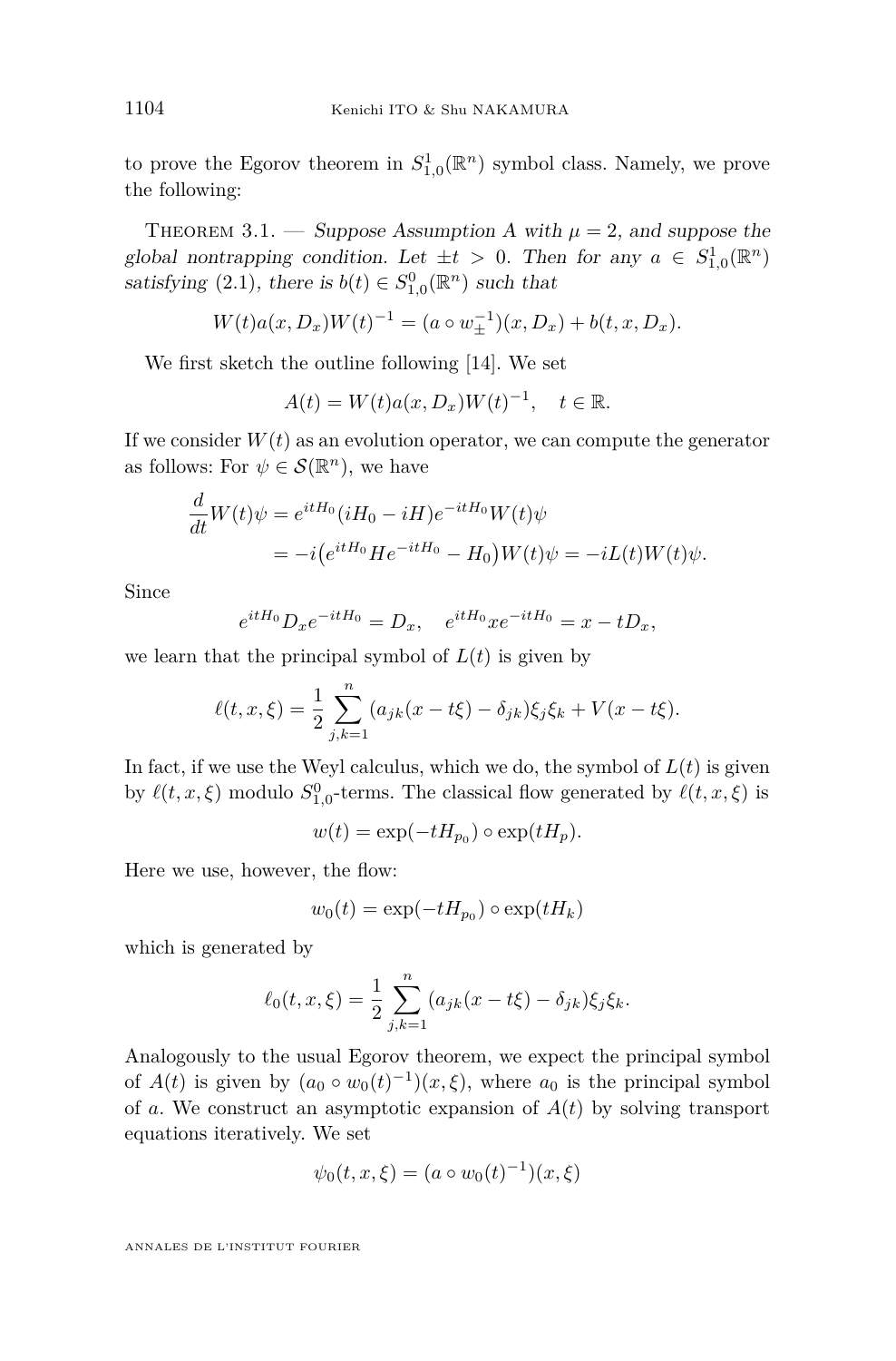to prove the Egorov theorem in $S^1_{1,0}(\mathbb{R}^n)$ symbol class. Namely, we prove the following:

Theorem 3.1. — *Suppose Assumption A with $\mu = 2$, and suppose the global nontrapping condition. Let $\pm t > 0$. Then for any $a \in S^1_{1,0}(\mathbb{R}^n)$ satisfying (2.1), there is $b(t) \in S^0_{1,0}(\mathbb{R}^n)$ such that*

$$W(t)a(x, D_x)W(t)^{-1} = (a \circ w_{\pm}^{-1})(x, D_x) + b(t, x, D_x).$$

We first sketch the outline following [14]. We set

$$A(t) = W(t)a(x, D_x)W(t)^{-1}, \quad t \in \mathbb{R}.$$

If we consider $W(t)$ as an evolution operator, we can compute the generator as follows: For $\psi \in \mathcal{S}(\mathbb{R}^n)$, we have

$$\begin{aligned} \frac{d}{dt}W(t)\psi &= e^{itH_0}(iH_0 - iH)e^{-itH_0}W(t)\psi \\ &= -i\big(e^{itH_0}He^{-itH_0} - H_0\big)W(t)\psi = -iL(t)W(t)\psi. \end{aligned}$$

Since

$$e^{itH_0}D_xe^{-itH_0} = D_x, \quad e^{itH_0}xe^{-itH_0} = x - tD_x,$$

we learn that the principal symbol of $L(t)$ is given by

$$\ell(t, x, \xi) = \frac{1}{2}\sum_{j,k=1}^{n}(a_{jk}(x - t\xi) - \delta_{jk})\xi_j\xi_k + V(x - t\xi).$$

In fact, if we use the Weyl calculus, which we do, the symbol of $L(t)$ is given by $\ell(t, x, \xi)$ modulo $S^0_{1,0}$-terms. The classical flow generated by $\ell(t, x, \xi)$ is

$$w(t) = \exp(-tH_{p_0}) \circ \exp(tH_p).$$

Here we use, however, the flow:

$$w_0(t) = \exp(-tH_{p_0}) \circ \exp(tH_k)$$

which is generated by

$$\ell_0(t, x, \xi) = \frac{1}{2}\sum_{j,k=1}^{n}(a_{jk}(x - t\xi) - \delta_{jk})\xi_j\xi_k.$$

Analogously to the usual Egorov theorem, we expect the principal symbol of $A(t)$ is given by $(a_0 \circ w_0(t)^{-1})(x, \xi)$, where $a_0$ is the principal symbol of $a$. We construct an asymptotic expansion of $A(t)$ by solving transport equations iteratively. We set

$$\psi_0(t, x, \xi) = (a \circ w_0(t)^{-1})(x, \xi)$$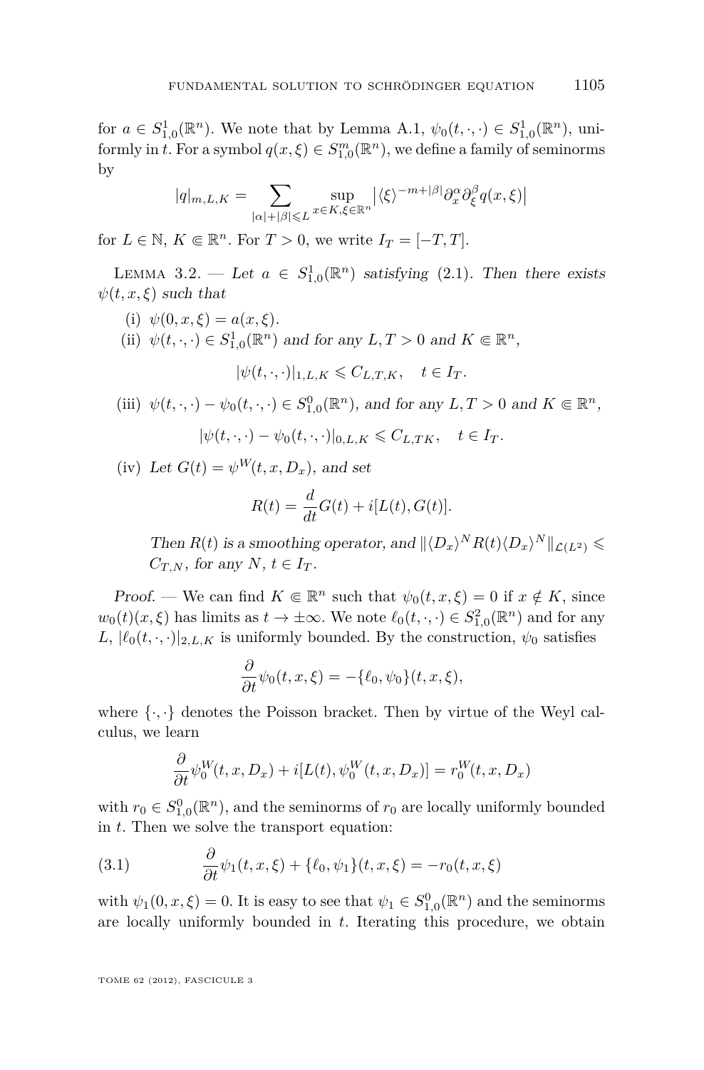for $a \in S^1_{1,0}(\mathbb{R}^n)$. We note that by Lemma A.1, $\psi_0(t,\cdot,\cdot) \in S^1_{1,0}(\mathbb{R}^n)$, uniformly in $t$. For a symbol $q(x,\xi) \in S^m_{1,0}(\mathbb{R}^n)$, we define a family of seminorms by

$$|q|_{m,L,K} = \sum_{|\alpha|+|\beta|\leqslant L} \sup_{x\in K,\xi\in\mathbb{R}^n} \left|\langle\xi\rangle^{-m+|\beta|}\partial_x^\alpha \partial_\xi^\beta q(x,\xi)\right|$$

for $L \in \mathbb{N}$, $K \Subset \mathbb{R}^n$. For $T > 0$, we write $I_T = [-T,T]$.

Lemma 3.2. — *Let $a \in S^1_{1,0}(\mathbb{R}^n)$ satisfying (2.1). Then there exists $\psi(t,x,\xi)$ such that*

(i) *$\psi(0,x,\xi) = a(x,\xi)$.*

(ii) *$\psi(t,\cdot,\cdot) \in S^1_{1,0}(\mathbb{R}^n)$ and for any $L,T > 0$ and $K \Subset \mathbb{R}^n$,*

$$|\psi(t,\cdot,\cdot)|_{1,L,K} \leqslant C_{L,T,K}, \quad t \in I_T.$$

(iii) *$\psi(t,\cdot,\cdot) - \psi_0(t,\cdot,\cdot) \in S^0_{1,0}(\mathbb{R}^n)$, and for any $L,T > 0$ and $K \Subset \mathbb{R}^n$,*

$$|\psi(t,\cdot,\cdot) - \psi_0(t,\cdot,\cdot)|_{0,L,K} \leqslant C_{L,TK}, \quad t \in I_T.$$

(iv) *Let $G(t) = \psi^W(t,x,D_x)$, and set*

$$R(t) = \frac{d}{dt}G(t) + i[L(t),G(t)].$$

*Then $R(t)$ is a smoothing operator, and $\|\langle D_x\rangle^N R(t)\langle D_x\rangle^N\|_{\mathcal{L}(L^2)} \leqslant C_{T,N}$, for any $N$, $t \in I_T$.*

*Proof.* — We can find $K \Subset \mathbb{R}^n$ such that $\psi_0(t,x,\xi) = 0$ if $x \notin K$, since $w_0(t)(x,\xi)$ has limits as $t \to \pm\infty$. We note $\ell_0(t,\cdot,\cdot) \in S^2_{1,0}(\mathbb{R}^n)$ and for any $L$, $|\ell_0(t,\cdot,\cdot)|_{2,L,K}$ is uniformly bounded. By the construction, $\psi_0$ satisfies

$$\frac{\partial}{\partial t}\psi_0(t,x,\xi) = -\{\ell_0,\psi_0\}(t,x,\xi),$$

where $\{\cdot,\cdot\}$ denotes the Poisson bracket. Then by virtue of the Weyl calculus, we learn

$$\frac{\partial}{\partial t}\psi_0^W(t,x,D_x) + i[L(t),\psi_0^W(t,x,D_x)] = r_0^W(t,x,D_x)$$

with $r_0 \in S^0_{1,0}(\mathbb{R}^n)$, and the seminorms of $r_0$ are locally uniformly bounded in $t$. Then we solve the transport equation:

$$\frac{\partial}{\partial t}\psi_1(t,x,\xi) + \{\ell_0,\psi_1\}(t,x,\xi) = -r_0(t,x,\xi) \tag{3.1}$$

with $\psi_1(0,x,\xi) = 0$. It is easy to see that $\psi_1 \in S^0_{1,0}(\mathbb{R}^n)$ and the seminorms are locally uniformly bounded in $t$. Iterating this procedure, we obtain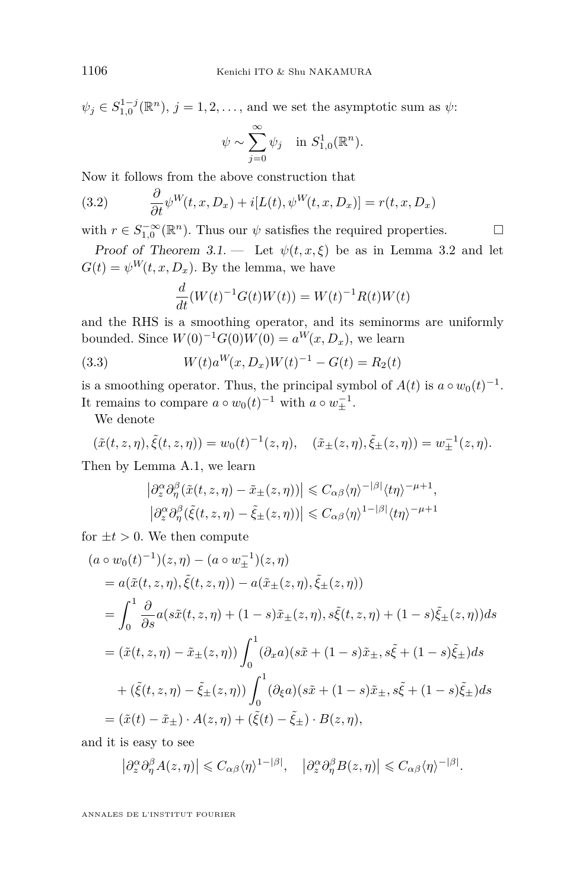$\psi_j \in S^{1-j}_{1,0}(\mathbb{R}^n)$, $j = 1, 2, \dots$, and we set the asymptotic sum as $\psi$:

$$\psi \sim \sum_{j=0}^{\infty} \psi_j \quad \text{in } S^1_{1,0}(\mathbb{R}^n).$$

Now it follows from the above construction that

$$\frac{\partial}{\partial t}\psi^W(t, x, D_x) + i[L(t), \psi^W(t, x, D_x)] = r(t, x, D_x) \tag{3.2}$$

with $r \in S^{-\infty}_{1,0}(\mathbb{R}^n)$. Thus our $\psi$ satisfies the required properties. □

*Proof of Theorem 3.1.* — Let $\psi(t, x, \xi)$ be as in Lemma 3.2 and let $G(t) = \psi^W(t, x, D_x)$. By the lemma, we have

$$\frac{d}{dt}(W(t)^{-1}G(t)W(t)) = W(t)^{-1}R(t)W(t)$$

and the RHS is a smoothing operator, and its seminorms are uniformly bounded. Since $W(0)^{-1}G(0)W(0) = a^W(x, D_x)$, we learn

$$W(t)a^W(x, D_x)W(t)^{-1} - G(t) = R_2(t) \tag{3.3}$$

is a smoothing operator. Thus, the principal symbol of $A(t)$ is $a \circ w_0(t)^{-1}$. It remains to compare $a \circ w_0(t)^{-1}$ with $a \circ w_\pm^{-1}$.

We denote

$$(\tilde{x}(t, z, \eta), \tilde{\xi}(t, z, \eta)) = w_0(t)^{-1}(z, \eta), \quad (\tilde{x}_\pm(z, \eta), \tilde{\xi}_\pm(z, \eta)) = w_\pm^{-1}(z, \eta).$$

Then by Lemma A.1, we learn

$$\left|\partial_z^\alpha \partial_\eta^\beta(\tilde{x}(t, z, \eta) - \tilde{x}_\pm(z, \eta))\right| \leqslant C_{\alpha\beta}\langle\eta\rangle^{-|\beta|}\langle t\eta\rangle^{-\mu+1},$$
$$\left|\partial_z^\alpha \partial_\eta^\beta(\tilde{\xi}(t, z, \eta) - \tilde{\xi}_\pm(z, \eta))\right| \leqslant C_{\alpha\beta}\langle\eta\rangle^{1-|\beta|}\langle t\eta\rangle^{-\mu+1}$$

for $\pm t > 0$. We then compute

$$\begin{aligned}
&(a \circ w_0(t)^{-1})(z, \eta) - (a \circ w_\pm^{-1})(z, \eta) \\
&\quad = a(\tilde{x}(t, z, \eta), \tilde{\xi}(t, z, \eta)) - a(\tilde{x}_\pm(z, \eta), \tilde{\xi}_\pm(z, \eta)) \\
&\quad = \int_0^1 \frac{\partial}{\partial s} a(s\tilde{x}(t, z, \eta) + (1-s)\tilde{x}_\pm(z, \eta), s\tilde{\xi}(t, z, \eta) + (1-s)\tilde{\xi}_\pm(z, \eta))ds \\
&\quad = (\tilde{x}(t, z, \eta) - \tilde{x}_\pm(z, \eta)) \int_0^1 (\partial_x a)(s\tilde{x} + (1-s)\tilde{x}_\pm, s\tilde{\xi} + (1-s)\tilde{\xi}_\pm)ds \\
&\qquad + (\tilde{\xi}(t, z, \eta) - \tilde{\xi}_\pm(z, \eta)) \int_0^1 (\partial_\xi a)(s\tilde{x} + (1-s)\tilde{x}_\pm, s\tilde{\xi} + (1-s)\tilde{\xi}_\pm)ds \\
&\quad = (\tilde{x}(t) - \tilde{x}_\pm) \cdot A(z, \eta) + (\tilde{\xi}(t) - \tilde{\xi}_\pm) \cdot B(z, \eta),
\end{aligned}$$

and it is easy to see

$$\left|\partial_z^\alpha \partial_\eta^\beta A(z, \eta)\right| \leqslant C_{\alpha\beta}\langle\eta\rangle^{1-|\beta|}, \quad \left|\partial_z^\alpha \partial_\eta^\beta B(z, \eta)\right| \leqslant C_{\alpha\beta}\langle\eta\rangle^{-|\beta|}.$$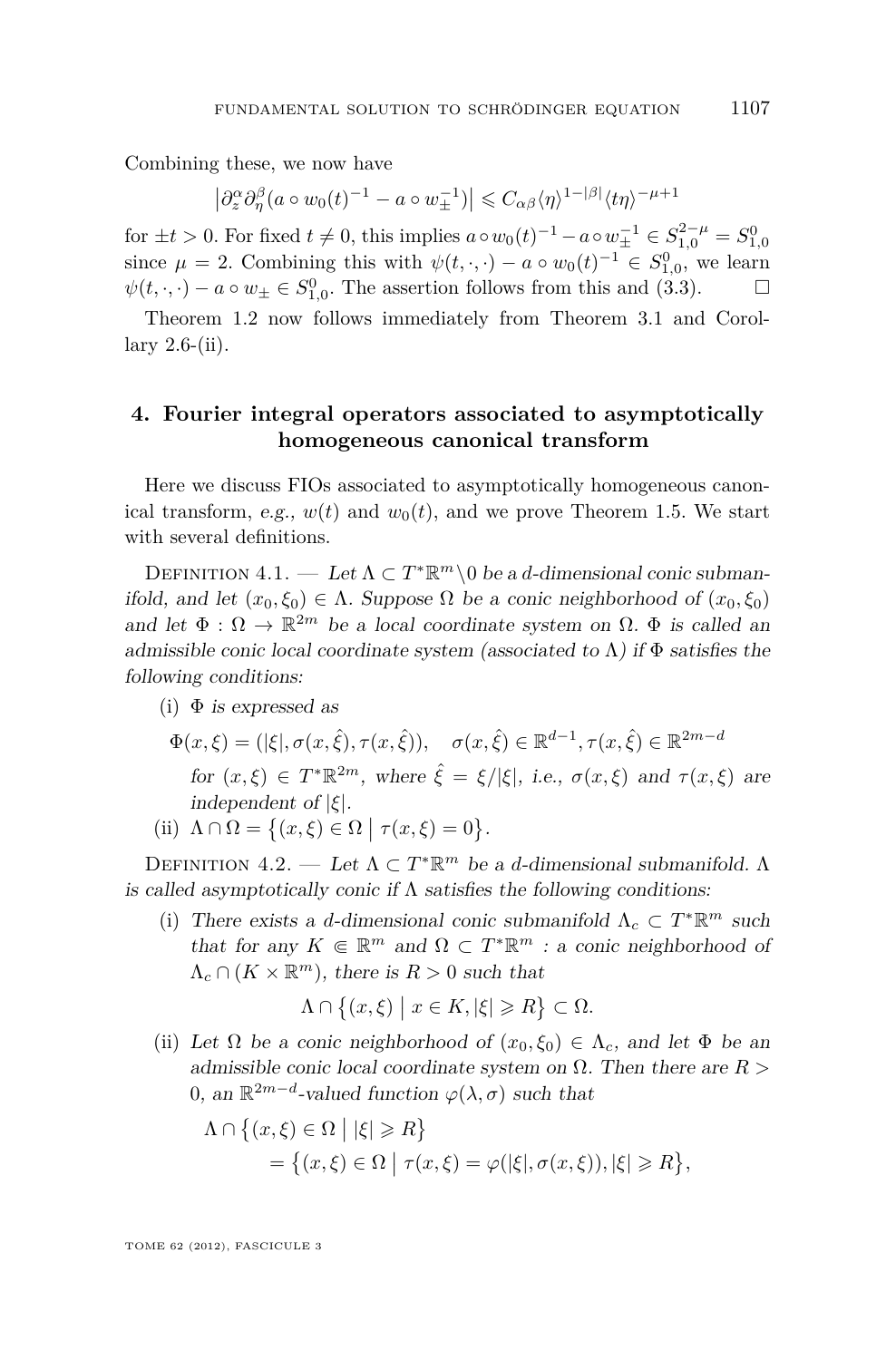Combining these, we now have

$$\left|\partial_z^\alpha \partial_\eta^\beta (a\circ w_0(t)^{-1} - a\circ w_\pm^{-1})\right| \leqslant C_{\alpha\beta}\langle\eta\rangle^{1-|\beta|}\langle t\eta\rangle^{-\mu+1}$$

for $\pm t>0$. For fixed $t\neq 0$, this implies $a\circ w_0(t)^{-1} - a\circ w_\pm^{-1} \in S^{2-\mu}_{1,0} = S^0_{1,0}$ since $\mu=2$. Combining this with $\psi(t,\cdot,\cdot) - a\circ w_0(t)^{-1} \in S^0_{1,0}$, we learn $\psi(t,\cdot,\cdot) - a\circ w_\pm \in S^0_{1,0}$. The assertion follows from this and (3.3). □

Theorem 1.2 now follows immediately from Theorem 3.1 and Corollary 2.6-(ii).

## 4. Fourier integral operators associated to asymptotically homogeneous canonical transform

Here we discuss FIOs associated to asymptotically homogeneous canonical transform, *e.g.*, $w(t)$ and $w_0(t)$, and we prove Theorem 1.5. We start with several definitions.

Definition 4.1. — *Let $\Lambda\subset T^*\mathbb{R}^m\backslash 0$ be a $d$-dimensional conic submanifold, and let $(x_0,\xi_0)\in\Lambda$. Suppose $\Omega$ be a conic neighborhood of $(x_0,\xi_0)$ and let $\Phi:\Omega\to\mathbb{R}^{2m}$ be a local coordinate system on $\Omega$. $\Phi$ is called an admissible conic local coordinate system (associated to $\Lambda$) if $\Phi$ satisfies the following conditions:*

(i) *$\Phi$ is expressed as*

$$\Phi(x,\xi) = (|\xi|, \sigma(x,\hat\xi), \tau(x,\hat\xi)), \quad \sigma(x,\hat\xi)\in\mathbb{R}^{d-1}, \tau(x,\hat\xi)\in\mathbb{R}^{2m-d}$$

*for $(x,\xi)\in T^*\mathbb{R}^{2m}$, where $\hat\xi=\xi/|\xi|$, i.e., $\sigma(x,\xi)$ and $\tau(x,\xi)$ are independent of $|\xi|$.*

(ii) $\Lambda\cap\Omega = \left\{(x,\xi)\in\Omega \,\middle|\, \tau(x,\xi)=0\right\}$.

Definition 4.2. — *Let $\Lambda\subset T^*\mathbb{R}^m$ be a $d$-dimensional submanifold. $\Lambda$ is called asymptotically conic if $\Lambda$ satisfies the following conditions:*

(i) *There exists a $d$-dimensional conic submanifold $\Lambda_c\subset T^*\mathbb{R}^m$ such that for any $K\Subset\mathbb{R}^m$ and $\Omega\subset T^*\mathbb{R}^m$ : a conic neighborhood of $\Lambda_c\cap(K\times\mathbb{R}^m)$, there is $R>0$ such that*

$$\Lambda\cap\left\{(x,\xi)\,\middle|\, x\in K, |\xi|\geqslant R\right\}\subset\Omega.$$

(ii) *Let $\Omega$ be a conic neighborhood of $(x_0,\xi_0)\in\Lambda_c$, and let $\Phi$ be an admissible conic local coordinate system on $\Omega$. Then there are $R>0$, an $\mathbb{R}^{2m-d}$-valued function $\varphi(\lambda,\sigma)$ such that*

$$\begin{aligned}\Lambda\cap\left\{(x,\xi)\in\Omega \,\middle|\, |\xi|\geqslant R\right\} \\ = \left\{(x,\xi)\in\Omega \,\middle|\, \tau(x,\xi)=\varphi(|\xi|,\sigma(x,\xi)), |\xi|\geqslant R\right\},\end{aligned}$$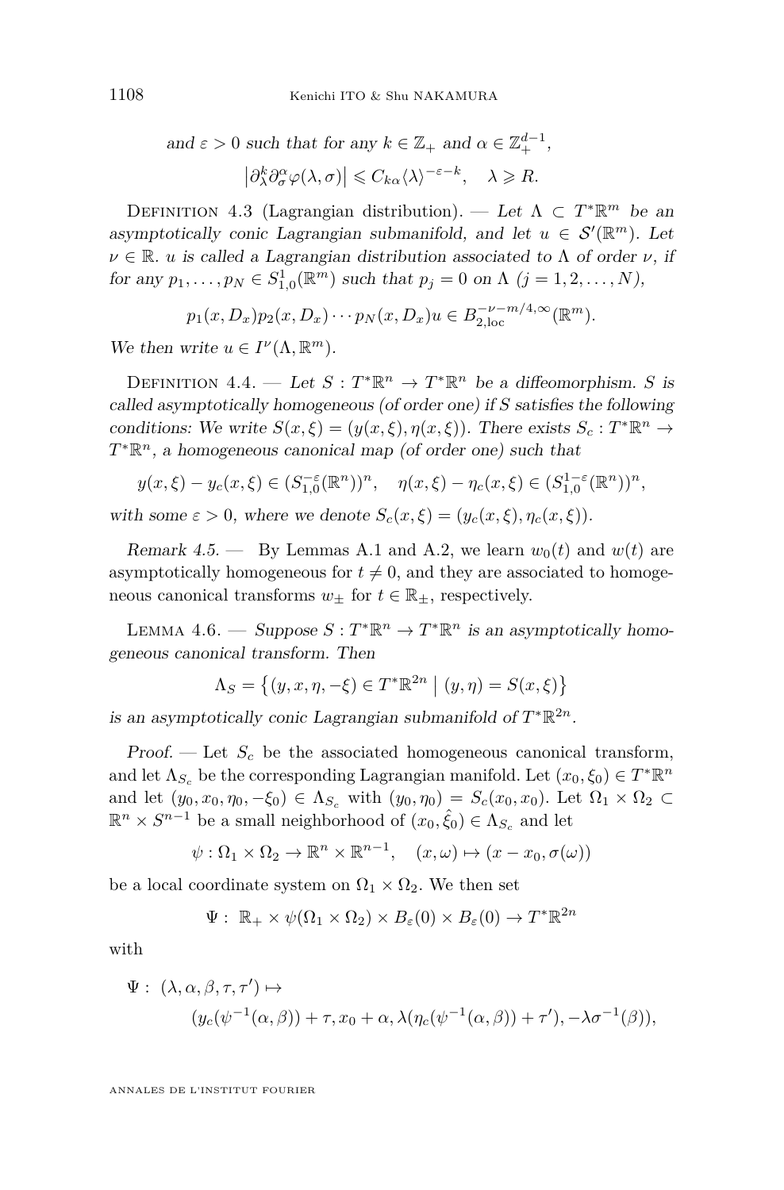and $\varepsilon > 0$ such that for any $k \in \mathbb{Z}_+$ and $\alpha \in \mathbb{Z}_+^{d-1}$,

$$\left|\partial_\lambda^k \partial_\sigma^\alpha \varphi(\lambda, \sigma)\right| \leqslant C_{k\alpha} \langle\lambda\rangle^{-\varepsilon-k}, \quad \lambda \geqslant R.$$

Definition 4.3 (Lagrangian distribution). — *Let $\Lambda \subset T^*\mathbb{R}^m$ be an asymptotically conic Lagrangian submanifold, and let $u \in \mathcal{S}'(\mathbb{R}^m)$. Let $\nu \in \mathbb{R}$. $u$ is called a Lagrangian distribution associated to $\Lambda$ of order $\nu$, if for any $p_1, \dots, p_N \in S^1_{1,0}(\mathbb{R}^m)$ such that $p_j = 0$ on $\Lambda$ $(j = 1, 2, \dots, N)$,*

$$p_1(x, D_x) p_2(x, D_x) \cdots p_N(x, D_x) u \in B^{-\nu-m/4,\infty}_{2,\mathrm{loc}}(\mathbb{R}^m).$$

*We then write $u \in I^\nu(\Lambda, \mathbb{R}^m)$.*

Definition 4.4. — *Let $S : T^*\mathbb{R}^n \to T^*\mathbb{R}^n$ be a diffeomorphism. $S$ is called asymptotically homogeneous (of order one) if $S$ satisfies the following conditions: We write $S(x, \xi) = (y(x, \xi), \eta(x, \xi))$. There exists $S_c : T^*\mathbb{R}^n \to T^*\mathbb{R}^n$, a homogeneous canonical map (of order one) such that*

$$y(x, \xi) - y_c(x, \xi) \in (S^{-\varepsilon}_{1,0}(\mathbb{R}^n))^n, \quad \eta(x, \xi) - \eta_c(x, \xi) \in (S^{1-\varepsilon}_{1,0}(\mathbb{R}^n))^n,$$

*with some $\varepsilon > 0$, where we denote $S_c(x, \xi) = (y_c(x, \xi), \eta_c(x, \xi))$.*

*Remark 4.5.* — By Lemmas A.1 and A.2, we learn $w_0(t)$ and $w(t)$ are asymptotically homogeneous for $t \neq 0$, and they are associated to homogeneous canonical transforms $w_\pm$ for $t \in \mathbb{R}_\pm$, respectively.

Lemma 4.6. — *Suppose $S : T^*\mathbb{R}^n \to T^*\mathbb{R}^n$ is an asymptotically homogeneous canonical transform. Then*

$$\Lambda_S = \left\{(y, x, \eta, -\xi) \in T^*\mathbb{R}^{2n} \;\middle|\; (y, \eta) = S(x, \xi)\right\}$$

*is an asymptotically conic Lagrangian submanifold of $T^*\mathbb{R}^{2n}$.*

*Proof.* — Let $S_c$ be the associated homogeneous canonical transform, and let $\Lambda_{S_c}$ be the corresponding Lagrangian manifold. Let $(x_0, \xi_0) \in T^*\mathbb{R}^n$ and let $(y_0, x_0, \eta_0, -\xi_0) \in \Lambda_{S_c}$ with $(y_0, \eta_0) = S_c(x_0, x_0)$. Let $\Omega_1 \times \Omega_2 \subset \mathbb{R}^n \times S^{n-1}$ be a small neighborhood of $(x_0, \hat{\xi}_0) \in \Lambda_{S_c}$ and let

$$\psi : \Omega_1 \times \Omega_2 \to \mathbb{R}^n \times \mathbb{R}^{n-1}, \quad (x, \omega) \mapsto (x - x_0, \sigma(\omega))$$

be a local coordinate system on $\Omega_1 \times \Omega_2$. We then set

$$\Psi : \mathbb{R}_+ \times \psi(\Omega_1 \times \Omega_2) \times B_\varepsilon(0) \times B_\varepsilon(0) \to T^*\mathbb{R}^{2n}$$

with

$$\begin{aligned}\Psi : \; &(\lambda, \alpha, \beta, \tau, \tau') \mapsto \\ &(y_c(\psi^{-1}(\alpha, \beta)) + \tau, x_0 + \alpha, \lambda(\eta_c(\psi^{-1}(\alpha, \beta)) + \tau'), -\lambda\sigma^{-1}(\beta)),\end{aligned}$$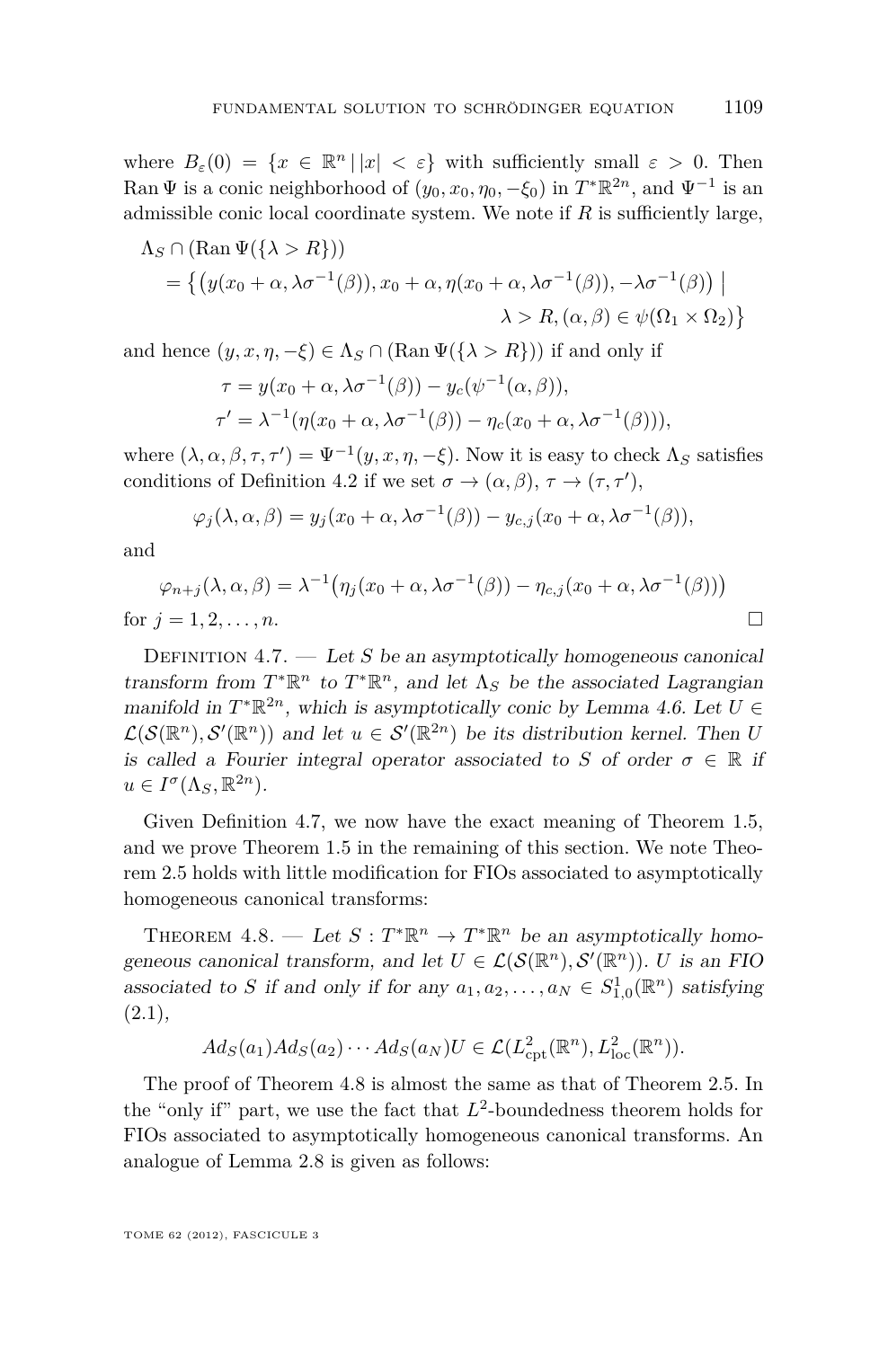where $B_\varepsilon(0) = \{x \in \mathbb{R}^n \,|\, |x| < \varepsilon\}$ with sufficiently small $\varepsilon > 0$. Then $\operatorname{Ran}\Psi$ is a conic neighborhood of $(y_0, x_0, \eta_0, -\xi_0)$ in $T^*\mathbb{R}^{2n}$, and $\Psi^{-1}$ is an admissible conic local coordinate system. We note if $R$ is sufficiently large,

$$\begin{aligned}
&\Lambda_S \cap (\operatorname{Ran}\Psi(\{\lambda > R\})) \\
&\quad = \big\{ \big(y(x_0+\alpha, \lambda\sigma^{-1}(\beta)), x_0+\alpha, \eta(x_0+\alpha, \lambda\sigma^{-1}(\beta)), -\lambda\sigma^{-1}(\beta)\big) \;\big|\; \\
&\qquad\qquad\qquad\qquad\qquad\qquad \lambda > R, (\alpha,\beta) \in \psi(\Omega_1 \times \Omega_2) \big\}
\end{aligned}$$

and hence $(y, x, \eta, -\xi) \in \Lambda_S \cap (\operatorname{Ran}\Psi(\{\lambda > R\}))$ if and only if

$$\begin{aligned}
\tau &= y(x_0+\alpha, \lambda\sigma^{-1}(\beta)) - y_c(\psi^{-1}(\alpha,\beta)), \\
\tau' &= \lambda^{-1}(\eta(x_0+\alpha, \lambda\sigma^{-1}(\beta)) - \eta_c(x_0+\alpha, \lambda\sigma^{-1}(\beta))),
\end{aligned}$$

where $(\lambda, \alpha, \beta, \tau, \tau') = \Psi^{-1}(y, x, \eta, -\xi)$. Now it is easy to check $\Lambda_S$ satisfies conditions of Definition 4.2 if we set $\sigma \to (\alpha, \beta)$, $\tau \to (\tau, \tau')$,

$$\varphi_j(\lambda, \alpha, \beta) = y_j(x_0+\alpha, \lambda\sigma^{-1}(\beta)) - y_{c,j}(x_0+\alpha, \lambda\sigma^{-1}(\beta)),$$

and

$$\varphi_{n+j}(\lambda, \alpha, \beta) = \lambda^{-1}\big(\eta_j(x_0+\alpha, \lambda\sigma^{-1}(\beta)) - \eta_{c,j}(x_0+\alpha, \lambda\sigma^{-1}(\beta))\big)$$

for $j = 1, 2, \ldots, n$. □

Definition 4.7. — *Let $S$ be an asymptotically homogeneous canonical transform from $T^*\mathbb{R}^n$ to $T^*\mathbb{R}^n$, and let $\Lambda_S$ be the associated Lagrangian manifold in $T^*\mathbb{R}^{2n}$, which is asymptotically conic by Lemma 4.6. Let $U \in \mathcal{L}(\mathcal{S}(\mathbb{R}^n), \mathcal{S}'(\mathbb{R}^n))$ and let $u \in \mathcal{S}'(\mathbb{R}^{2n})$ be its distribution kernel. Then $U$ is called a Fourier integral operator associated to $S$ of order $\sigma \in \mathbb{R}$ if $u \in I^\sigma(\Lambda_S, \mathbb{R}^{2n})$.*

Given Definition 4.7, we now have the exact meaning of Theorem 1.5, and we prove Theorem 1.5 in the remaining of this section. We note Theorem 2.5 holds with little modification for FIOs associated to asymptotically homogeneous canonical transforms:

Theorem 4.8. — *Let $S : T^*\mathbb{R}^n \to T^*\mathbb{R}^n$ be an asymptotically homogeneous canonical transform, and let $U \in \mathcal{L}(\mathcal{S}(\mathbb{R}^n), \mathcal{S}'(\mathbb{R}^n))$. $U$ is an FIO associated to $S$ if and only if for any $a_1, a_2, \ldots, a_N \in S^1_{1,0}(\mathbb{R}^n)$ satisfying (2.1),*

$$Ad_S(a_1)Ad_S(a_2)\cdots Ad_S(a_N)U \in \mathcal{L}(L^2_{\mathrm{cpt}}(\mathbb{R}^n), L^2_{\mathrm{loc}}(\mathbb{R}^n)).$$

The proof of Theorem 4.8 is almost the same as that of Theorem 2.5. In the "only if" part, we use the fact that $L^2$-boundedness theorem holds for FIOs associated to asymptotically homogeneous canonical transforms. An analogue of Lemma 2.8 is given as follows: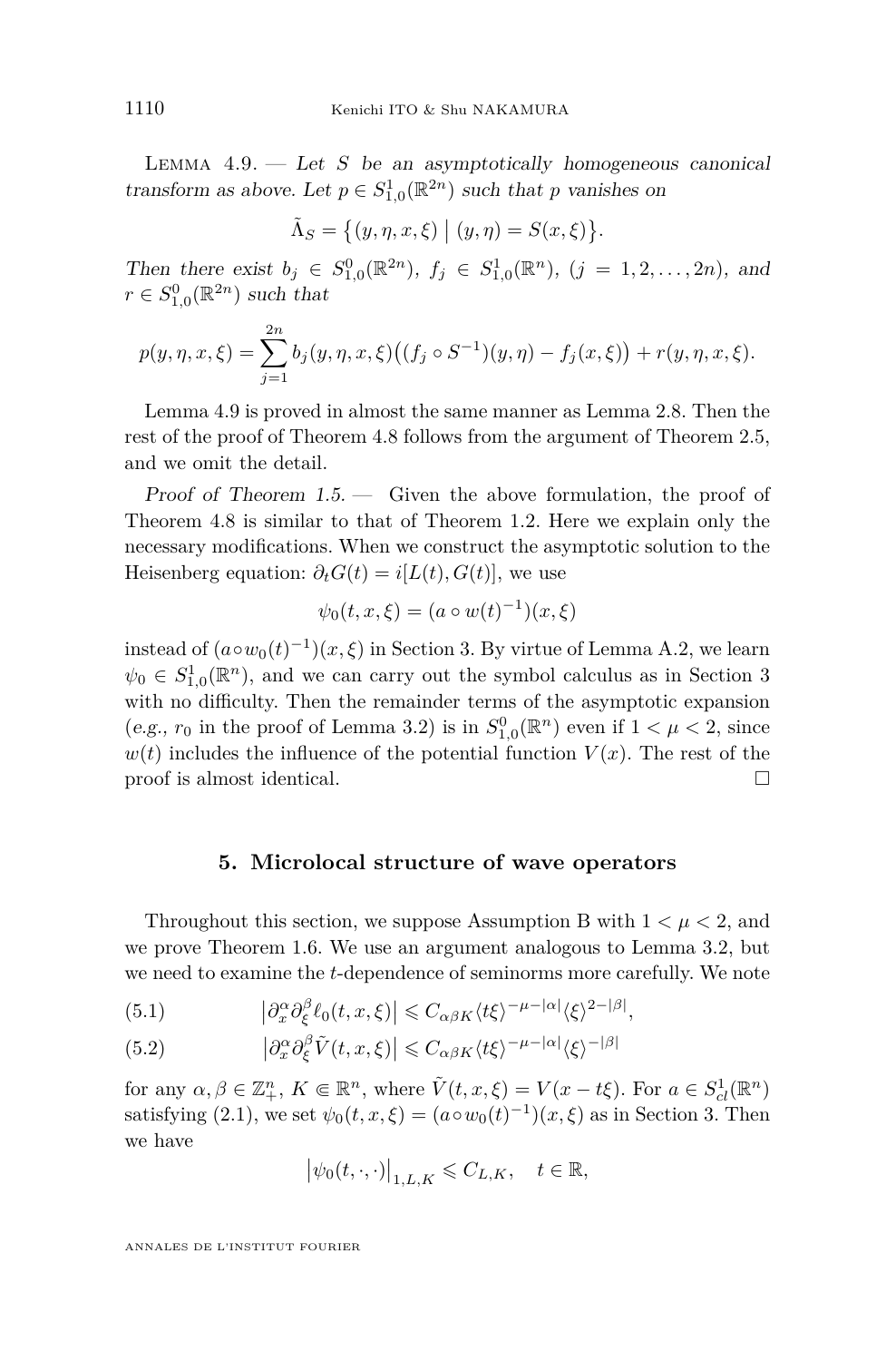Lemma 4.9. — *Let $S$ be an asymptotically homogeneous canonical transform as above. Let $p \in S^1_{1,0}(\mathbb{R}^{2n})$ such that $p$ vanishes on*

$$\tilde{\Lambda}_S = \big\{(y,\eta,x,\xi) \;\big|\; (y,\eta) = S(x,\xi)\big\}.$$

*Then there exist $b_j \in S^0_{1,0}(\mathbb{R}^{2n})$, $f_j \in S^1_{1,0}(\mathbb{R}^n)$, $(j = 1,2,\dots,2n)$, and $r \in S^0_{1,0}(\mathbb{R}^{2n})$ such that*

$$p(y,\eta,x,\xi) = \sum_{j=1}^{2n} b_j(y,\eta,x,\xi)\big((f_j \circ S^{-1})(y,\eta) - f_j(x,\xi)\big) + r(y,\eta,x,\xi).$$

Lemma 4.9 is proved in almost the same manner as Lemma 2.8. Then the rest of the proof of Theorem 4.8 follows from the argument of Theorem 2.5, and we omit the detail.

*Proof of Theorem 1.5.* — Given the above formulation, the proof of Theorem 4.8 is similar to that of Theorem 1.2. Here we explain only the necessary modifications. When we construct the asymptotic solution to the Heisenberg equation: $\partial_t G(t) = i[L(t), G(t)]$, we use

$$\psi_0(t,x,\xi) = (a \circ w(t)^{-1})(x,\xi)$$

instead of $(a \circ w_0(t)^{-1})(x,\xi)$ in Section 3. By virtue of Lemma A.2, we learn $\psi_0 \in S^1_{1,0}(\mathbb{R}^n)$, and we can carry out the symbol calculus as in Section 3 with no difficulty. Then the remainder terms of the asymptotic expansion (*e.g.*, $r_0$ in the proof of Lemma 3.2) is in $S^0_{1,0}(\mathbb{R}^n)$ even if $1 < \mu < 2$, since $w(t)$ includes the influence of the potential function $V(x)$. The rest of the proof is almost identical. $\square$

## 5. Microlocal structure of wave operators

Throughout this section, we suppose Assumption B with $1 < \mu < 2$, and we prove Theorem 1.6. We use an argument analogous to Lemma 3.2, but we need to examine the $t$-dependence of seminorms more carefully. We note

$$\big|\partial_x^\alpha \partial_\xi^\beta \ell_0(t,x,\xi)\big| \leqslant C_{\alpha\beta K} \langle t\xi\rangle^{-\mu-|\alpha|}\langle\xi\rangle^{2-|\beta|}, \tag{5.1}$$

$$\big|\partial_x^\alpha \partial_\xi^\beta \tilde{V}(t,x,\xi)\big| \leqslant C_{\alpha\beta K} \langle t\xi\rangle^{-\mu-|\alpha|}\langle\xi\rangle^{-|\beta|} \tag{5.2}$$

for any $\alpha,\beta \in \mathbb{Z}^n_+$, $K \Subset \mathbb{R}^n$, where $\tilde{V}(t,x,\xi) = V(x - t\xi)$. For $a \in S^1_{cl}(\mathbb{R}^n)$ satisfying (2.1), we set $\psi_0(t,x,\xi) = (a \circ w_0(t)^{-1})(x,\xi)$ as in Section 3. Then we have

$$\big|\psi_0(t,\cdot,\cdot)\big|_{1,L,K} \leqslant C_{L,K}, \quad t \in \mathbb{R},$$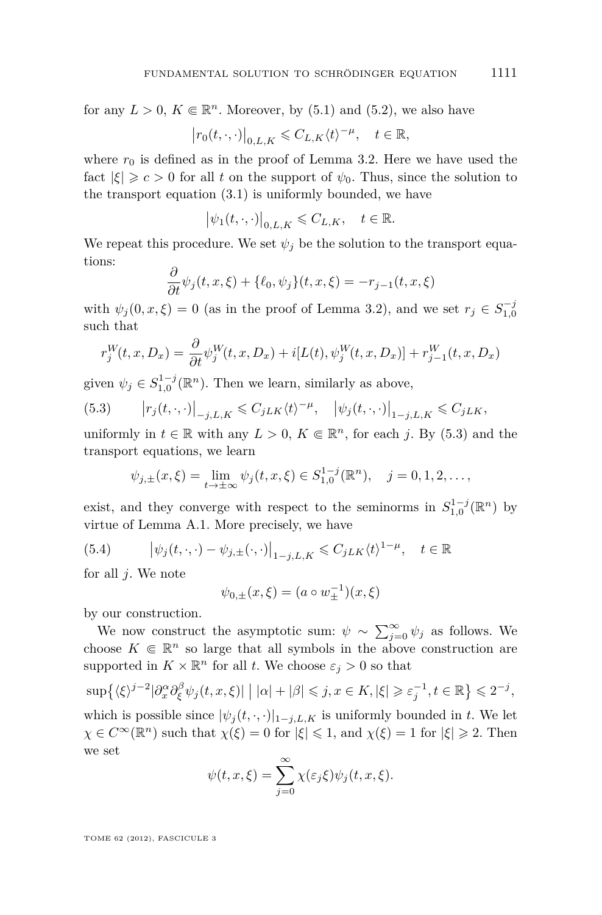for any $L > 0$, $K \Subset \mathbb{R}^n$. Moreover, by (5.1) and (5.2), we also have

$$\left|r_0(t,\cdot,\cdot)\right|_{0,L,K} \leqslant C_{L,K}\langle t\rangle^{-\mu}, \quad t \in \mathbb{R},$$

where $r_0$ is defined as in the proof of Lemma 3.2. Here we have used the fact $|\xi| \geqslant c > 0$ for all $t$ on the support of $\psi_0$. Thus, since the solution to the transport equation (3.1) is uniformly bounded, we have

$$\left|\psi_1(t,\cdot,\cdot)\right|_{0,L,K} \leqslant C_{L,K}, \quad t \in \mathbb{R}.$$

We repeat this procedure. We set $\psi_j$ be the solution to the transport equations:

$$\frac{\partial}{\partial t}\psi_j(t,x,\xi) + \{\ell_0, \psi_j\}(t,x,\xi) = -r_{j-1}(t,x,\xi)$$

with $\psi_j(0,x,\xi) = 0$ (as in the proof of Lemma 3.2), and we set $r_j \in S^{-j}_{1,0}$ such that

$$r_j^W(t,x,D_x) = \frac{\partial}{\partial t}\psi_j^W(t,x,D_x) + i[L(t),\psi_j^W(t,x,D_x)] + r_{j-1}^W(t,x,D_x)$$

given $\psi_j \in S^{1-j}_{1,0}(\mathbb{R}^n)$. Then we learn, similarly as above,

$$\left|r_j(t,\cdot,\cdot)\right|_{-j,L,K} \leqslant C_{jLK}\langle t\rangle^{-\mu}, \quad \left|\psi_j(t,\cdot,\cdot)\right|_{1-j,L,K} \leqslant C_{jLK}, \tag{5.3}$$

uniformly in $t \in \mathbb{R}$ with any $L > 0$, $K \Subset \mathbb{R}^n$, for each $j$. By (5.3) and the transport equations, we learn

$$\psi_{j,\pm}(x,\xi) = \lim_{t\to\pm\infty}\psi_j(t,x,\xi) \in S^{1-j}_{1,0}(\mathbb{R}^n), \quad j = 0,1,2,\dots,$$

exist, and they converge with respect to the seminorms in $S^{1-j}_{1,0}(\mathbb{R}^n)$ by virtue of Lemma A.1. More precisely, we have

$$\left|\psi_j(t,\cdot,\cdot) - \psi_{j,\pm}(\cdot,\cdot)\right|_{1-j,L,K} \leqslant C_{jLK}\langle t\rangle^{1-\mu}, \quad t \in \mathbb{R} \tag{5.4}$$

for all $j$. We note

$$\psi_{0,\pm}(x,\xi) = (a \circ w_\pm^{-1})(x,\xi)$$

by our construction.

We now construct the asymptotic sum: $\psi \sim \sum_{j=0}^\infty \psi_j$ as follows. We choose $K \Subset \mathbb{R}^n$ so large that all symbols in the above construction are supported in $K \times \mathbb{R}^n$ for all $t$. We choose $\varepsilon_j > 0$ so that

$$\sup\left\{\langle\xi\rangle^{j-2}|\partial_x^\alpha\partial_\xi^\beta\psi_j(t,x,\xi)| \;\middle|\; |\alpha|+|\beta| \leqslant j, x \in K, |\xi| \geqslant \varepsilon_j^{-1}, t \in \mathbb{R}\right\} \leqslant 2^{-j},$$

which is possible since $|\psi_j(t,\cdot,\cdot)|_{1-j,L,K}$ is uniformly bounded in $t$. We let $\chi \in C^\infty(\mathbb{R}^n)$ such that $\chi(\xi) = 0$ for $|\xi| \leqslant 1$, and $\chi(\xi) = 1$ for $|\xi| \geqslant 2$. Then we set

$$\psi(t,x,\xi) = \sum_{j=0}^\infty \chi(\varepsilon_j\xi)\psi_j(t,x,\xi).$$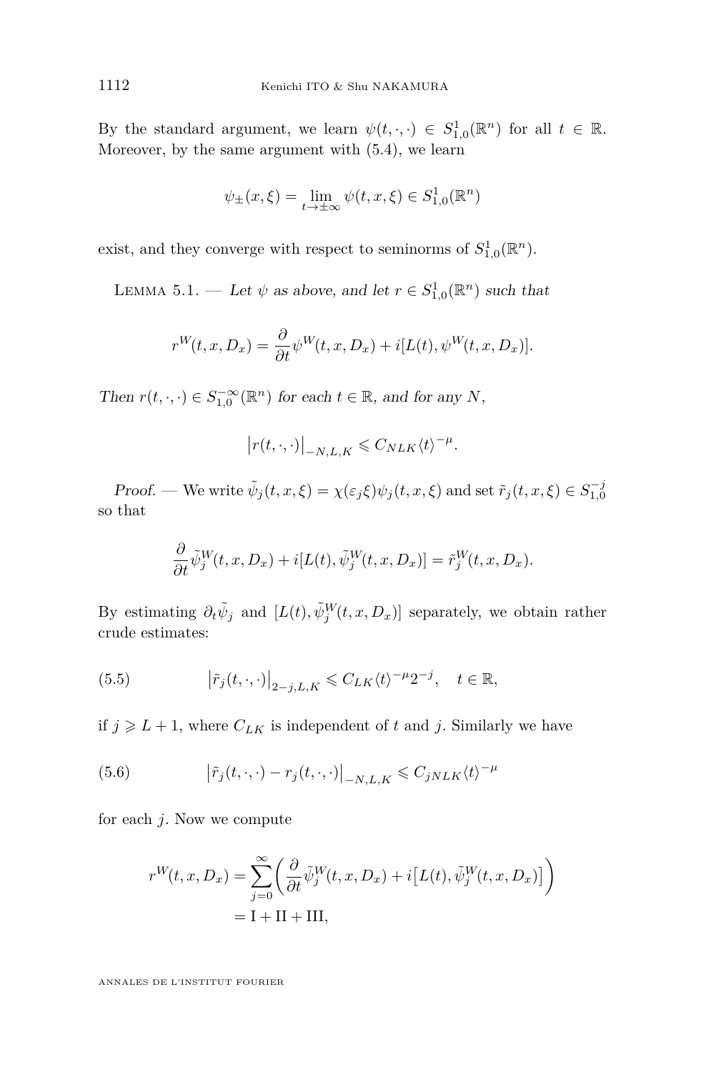By the standard argument, we learn $\psi(t,\cdot,\cdot) \in S^1_{1,0}(\mathbb{R}^n)$ for all $t \in \mathbb{R}$. Moreover, by the same argument with (5.4), we learn

$$\psi_\pm(x,\xi) = \lim_{t\to\pm\infty} \psi(t,x,\xi) \in S^1_{1,0}(\mathbb{R}^n)$$

exist, and they converge with respect to seminorms of $S^1_{1,0}(\mathbb{R}^n)$.

Lemma 5.1. — *Let $\psi$ as above, and let $r \in S^1_{1,0}(\mathbb{R}^n)$ such that*

$$r^W(t,x,D_x) = \frac{\partial}{\partial t}\psi^W(t,x,D_x) + i[L(t), \psi^W(t,x,D_x)].$$

*Then $r(t,\cdot,\cdot) \in S^{-\infty}_{1,0}(\mathbb{R}^n)$ for each $t \in \mathbb{R}$, and for any $N$,*

$$\bigl|r(t,\cdot,\cdot)\bigr|_{-N,L,K} \leqslant C_{NLK}\langle t\rangle^{-\mu}.$$

*Proof.* — We write $\tilde\psi_j(t,x,\xi) = \chi(\varepsilon_j\xi)\psi_j(t,x,\xi)$ and set $\tilde r_j(t,x,\xi) \in S^{-j}_{1,0}$ so that

$$\frac{\partial}{\partial t}\tilde\psi^W_j(t,x,D_x) + i[L(t), \tilde\psi^W_j(t,x,D_x)] = \tilde r^W_j(t,x,D_x).$$

By estimating $\partial_t\tilde\psi_j$ and $[L(t), \tilde\psi^W_j(t,x,D_x)]$ separately, we obtain rather crude estimates:

$$\bigl|\tilde r_j(t,\cdot,\cdot)\bigr|_{2-j,L,K} \leqslant C_{LK}\langle t\rangle^{-\mu}2^{-j}, \quad t \in \mathbb{R}, \tag{5.5}$$

if $j \geqslant L+1$, where $C_{LK}$ is independent of $t$ and $j$. Similarly we have

$$\bigl|\tilde r_j(t,\cdot,\cdot) - r_j(t,\cdot,\cdot)\bigr|_{-N,L,K} \leqslant C_{jNLK}\langle t\rangle^{-\mu} \tag{5.6}$$

for each $j$. Now we compute

$$\begin{aligned} r^W(t,x,D_x) &= \sum_{j=0}^{\infty}\Bigl(\frac{\partial}{\partial t}\tilde\psi^W_j(t,x,D_x) + i\bigl[L(t), \tilde\psi^W_j(t,x,D_x)\bigr]\Bigr) \\ &= \mathrm{I} + \mathrm{II} + \mathrm{III}, \end{aligned}$$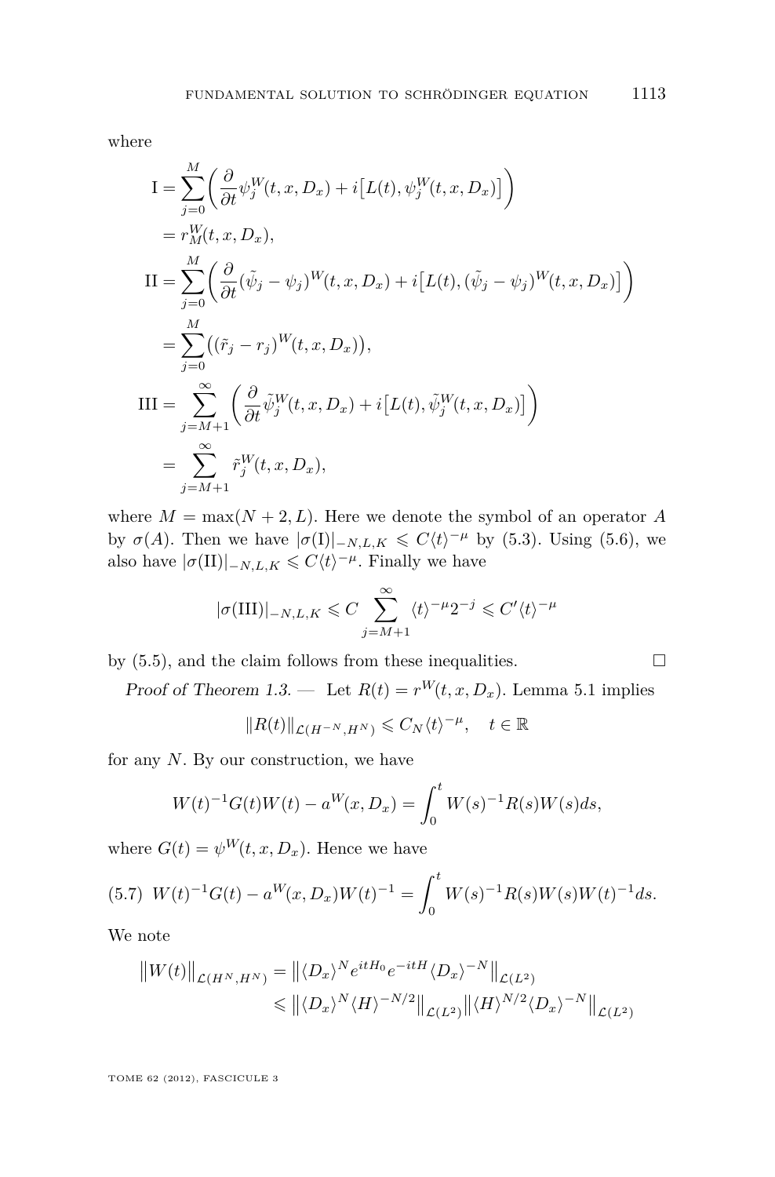where

$$
\begin{aligned}
\mathrm{I} &= \sum_{j=0}^{M} \Big( \frac{\partial}{\partial t} \psi_j^W(t,x,D_x) + i\big[L(t), \psi_j^W(t,x,D_x)\big] \Big) \\
&= r_M^W(t,x,D_x), \\
\mathrm{II} &= \sum_{j=0}^{M} \Big( \frac{\partial}{\partial t} (\tilde{\psi}_j - \psi_j)^W(t,x,D_x) + i\big[L(t), (\tilde{\psi}_j - \psi_j)^W(t,x,D_x)\big] \Big) \\
&= \sum_{j=0}^{M} \big( (\tilde{r}_j - r_j)^W(t,x,D_x) \big), \\
\mathrm{III} &= \sum_{j=M+1}^{\infty} \Big( \frac{\partial}{\partial t} \tilde{\psi}_j^W(t,x,D_x) + i\big[L(t), \tilde{\psi}_j^W(t,x,D_x)\big] \Big) \\
&= \sum_{j=M+1}^{\infty} \tilde{r}_j^W(t,x,D_x),
\end{aligned}
$$

where $M = \max(N+2, L)$. Here we denote the symbol of an operator $A$ by $\sigma(A)$. Then we have $|\sigma(\mathrm{I})|_{-N,L,K} \leqslant C\langle t\rangle^{-\mu}$ by (5.3). Using (5.6), we also have $|\sigma(\mathrm{II})|_{-N,L,K} \leqslant C\langle t\rangle^{-\mu}$. Finally we have

$$
|\sigma(\mathrm{III})|_{-N,L,K} \leqslant C \sum_{j=M+1}^{\infty} \langle t\rangle^{-\mu} 2^{-j} \leqslant C' \langle t\rangle^{-\mu}
$$

by (5.5), and the claim follows from these inequalities. $\square$

*Proof of Theorem 1.3.* — Let $R(t) = r^W(t,x,D_x)$. Lemma 5.1 implies

$$
\|R(t)\|_{\mathcal{L}(H^{-N},H^N)} \leqslant C_N \langle t\rangle^{-\mu}, \quad t \in \mathbb{R}
$$

for any $N$. By our construction, we have

$$
W(t)^{-1} G(t) W(t) - a^W(x,D_x) = \int_0^t W(s)^{-1} R(s) W(s) ds,
$$

where $G(t) = \psi^W(t,x,D_x)$. Hence we have

$$
W(t)^{-1} G(t) - a^W(x,D_x) W(t)^{-1} = \int_0^t W(s)^{-1} R(s) W(s) W(t)^{-1} ds. \tag{5.7}
$$

We note

$$
\begin{aligned}
\big\|W(t)\big\|_{\mathcal{L}(H^N,H^N)} &= \big\|\langle D_x\rangle^N e^{itH_0} e^{-itH} \langle D_x\rangle^{-N}\big\|_{\mathcal{L}(L^2)} \\
&\leqslant \big\|\langle D_x\rangle^N \langle H\rangle^{-N/2}\big\|_{\mathcal{L}(L^2)} \big\|\langle H\rangle^{N/2} \langle D_x\rangle^{-N}\big\|_{\mathcal{L}(L^2)}
\end{aligned}
$$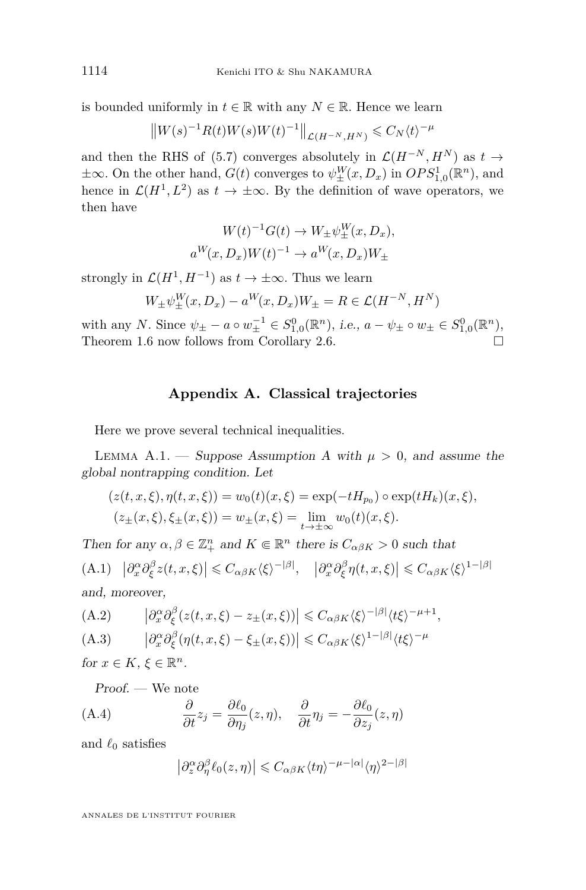is bounded uniformly in $t \in \mathbb{R}$ with any $N \in \mathbb{R}$. Hence we learn

$$\left\| W(s)^{-1} R(t) W(s) W(t)^{-1} \right\|_{\mathcal{L}(H^{-N}, H^N)} \leqslant C_N \langle t \rangle^{-\mu}$$

and then the RHS of (5.7) converges absolutely in $\mathcal{L}(H^{-N}, H^N)$ as $t \to \pm\infty$. On the other hand, $G(t)$ converges to $\psi_\pm^W(x, D_x)$ in $OPS^1_{1,0}(\mathbb{R}^n)$, and hence in $\mathcal{L}(H^1, L^2)$ as $t \to \pm\infty$. By the definition of wave operators, we then have

$$W(t)^{-1} G(t) \to W_\pm \psi_\pm^W(x, D_x),$$
$$a^W(x, D_x) W(t)^{-1} \to a^W(x, D_x) W_\pm$$

strongly in $\mathcal{L}(H^1, H^{-1})$ as $t \to \pm\infty$. Thus we learn

$$W_\pm \psi_\pm^W(x, D_x) - a^W(x, D_x) W_\pm = R \in \mathcal{L}(H^{-N}, H^N)$$

with any $N$. Since $\psi_\pm - a \circ w_\pm^{-1} \in S^0_{1,0}(\mathbb{R}^n)$, *i.e.*, $a - \psi_\pm \circ w_\pm \in S^0_{1,0}(\mathbb{R}^n)$, Theorem 1.6 now follows from Corollary 2.6. □

## Appendix A. Classical trajectories

Here we prove several technical inequalities.

Lemma A.1. — *Suppose Assumption A with $\mu > 0$, and assume the global nontrapping condition. Let*

$$(z(t, x, \xi), \eta(t, x, \xi)) = w_0(t)(x, \xi) = \exp(-tH_{p_0}) \circ \exp(tH_k)(x, \xi),$$
$$(z_\pm(x, \xi), \xi_\pm(x, \xi)) = w_\pm(x, \xi) = \lim_{t \to \pm\infty} w_0(t)(x, \xi).$$

*Then for any $\alpha, \beta \in \mathbb{Z}^n_+$ and $K \Subset \mathbb{R}^n$ there is $C_{\alpha\beta K} > 0$ such that*

$$\text{(A.1)} \quad \left| \partial_x^\alpha \partial_\xi^\beta z(t, x, \xi) \right| \leqslant C_{\alpha\beta K} \langle \xi \rangle^{-|\beta|}, \quad \left| \partial_x^\alpha \partial_\xi^\beta \eta(t, x, \xi) \right| \leqslant C_{\alpha\beta K} \langle \xi \rangle^{1-|\beta|}$$

*and, moreover,*

$$\text{(A.2)} \qquad \left| \partial_x^\alpha \partial_\xi^\beta (z(t, x, \xi) - z_\pm(x, \xi)) \right| \leqslant C_{\alpha\beta K} \langle \xi \rangle^{-|\beta|} \langle t\xi \rangle^{-\mu+1},$$

$$\text{(A.3)} \qquad \left| \partial_x^\alpha \partial_\xi^\beta (\eta(t, x, \xi) - \xi_\pm(x, \xi)) \right| \leqslant C_{\alpha\beta K} \langle \xi \rangle^{1-|\beta|} \langle t\xi \rangle^{-\mu}$$

*for $x \in K$, $\xi \in \mathbb{R}^n$.*

*Proof.* — We note

$$\text{(A.4)} \qquad \frac{\partial}{\partial t} z_j = \frac{\partial \ell_0}{\partial \eta_j}(z, \eta), \quad \frac{\partial}{\partial t} \eta_j = -\frac{\partial \ell_0}{\partial z_j}(z, \eta)$$

and $\ell_0$ satisfies

$$\left| \partial_z^\alpha \partial_\eta^\beta \ell_0(z, \eta) \right| \leqslant C_{\alpha\beta K} \langle t\eta \rangle^{-\mu-|\alpha|} \langle \eta \rangle^{2-|\beta|}$$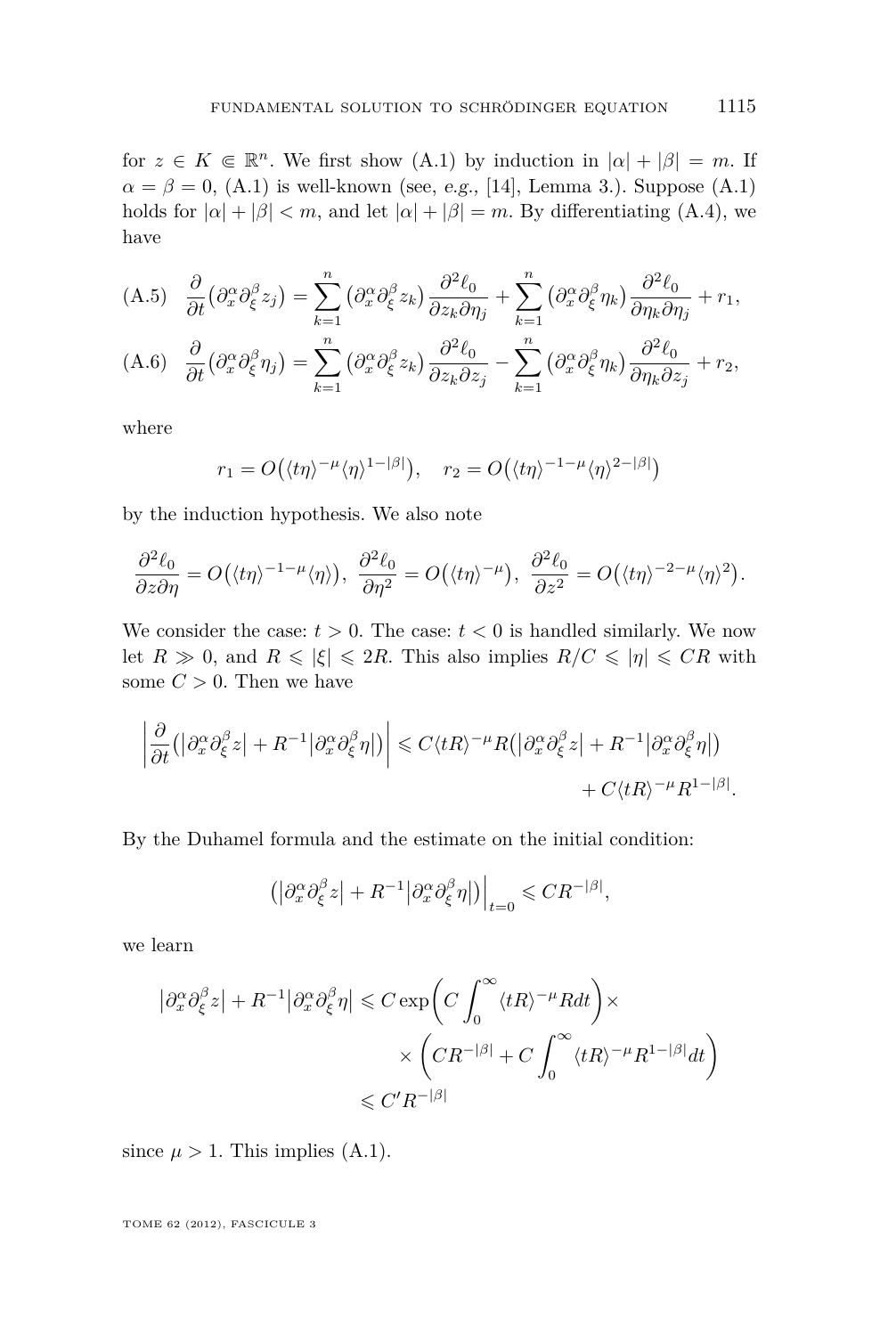for $z \in K \Subset \mathbb{R}^n$. We first show (A.1) by induction in $|\alpha| + |\beta| = m$. If $\alpha = \beta = 0$, (A.1) is well-known (see, *e.g.*, [14], Lemma 3.). Suppose (A.1) holds for $|\alpha| + |\beta| < m$, and let $|\alpha| + |\beta| = m$. By differentiating (A.4), we have

$$\frac{\partial}{\partial t}\big(\partial_x^\alpha \partial_\xi^\beta z_j\big) = \sum_{k=1}^n \big(\partial_x^\alpha \partial_\xi^\beta z_k\big) \frac{\partial^2 \ell_0}{\partial z_k \partial \eta_j} + \sum_{k=1}^n \big(\partial_x^\alpha \partial_\xi^\beta \eta_k\big) \frac{\partial^2 \ell_0}{\partial \eta_k \partial \eta_j} + r_1, \tag{A.5}$$

$$\frac{\partial}{\partial t}\big(\partial_x^\alpha \partial_\xi^\beta \eta_j\big) = \sum_{k=1}^n \big(\partial_x^\alpha \partial_\xi^\beta z_k\big) \frac{\partial^2 \ell_0}{\partial z_k \partial z_j} - \sum_{k=1}^n \big(\partial_x^\alpha \partial_\xi^\beta \eta_k\big) \frac{\partial^2 \ell_0}{\partial \eta_k \partial z_j} + r_2, \tag{A.6}$$

where

$$r_1 = O\big(\langle t\eta\rangle^{-\mu}\langle\eta\rangle^{1-|\beta|}\big), \quad r_2 = O\big(\langle t\eta\rangle^{-1-\mu}\langle\eta\rangle^{2-|\beta|}\big)$$

by the induction hypothesis. We also note

$$\frac{\partial^2 \ell_0}{\partial z \partial \eta} = O\big(\langle t\eta\rangle^{-1-\mu}\langle\eta\rangle\big),\ \frac{\partial^2 \ell_0}{\partial \eta^2} = O\big(\langle t\eta\rangle^{-\mu}\big),\ \frac{\partial^2 \ell_0}{\partial z^2} = O\big(\langle t\eta\rangle^{-2-\mu}\langle\eta\rangle^2\big).$$

We consider the case: $t > 0$. The case: $t < 0$ is handled similarly. We now let $R \gg 0$, and $R \leqslant |\xi| \leqslant 2R$. This also implies $R/C \leqslant |\eta| \leqslant CR$ with some $C > 0$. Then we have

$$\left|\frac{\partial}{\partial t}\big(\big|\partial_x^\alpha \partial_\xi^\beta z\big| + R^{-1}\big|\partial_x^\alpha \partial_\xi^\beta \eta\big|\big)\right| \leqslant C\langle tR\rangle^{-\mu} R\big(\big|\partial_x^\alpha \partial_\xi^\beta z\big| + R^{-1}\big|\partial_x^\alpha \partial_\xi^\beta \eta\big|\big) + C\langle tR\rangle^{-\mu} R^{1-|\beta|}.$$

By the Duhamel formula and the estimate on the initial condition:

$$\big(\big|\partial_x^\alpha \partial_\xi^\beta z\big| + R^{-1}\big|\partial_x^\alpha \partial_\xi^\beta \eta\big|\big)\Big|_{t=0} \leqslant CR^{-|\beta|},$$

we learn

$$\begin{aligned}\big|\partial_x^\alpha \partial_\xi^\beta z\big| + R^{-1}\big|\partial_x^\alpha \partial_\xi^\beta \eta\big| &\leqslant C \exp\left(C\int_0^\infty \langle tR\rangle^{-\mu} R\, dt\right) \times \\ &\quad\times \left(CR^{-|\beta|} + C\int_0^\infty \langle tR\rangle^{-\mu} R^{1-|\beta|} dt\right) \\ &\leqslant C' R^{-|\beta|}\end{aligned}$$

since $\mu > 1$. This implies (A.1).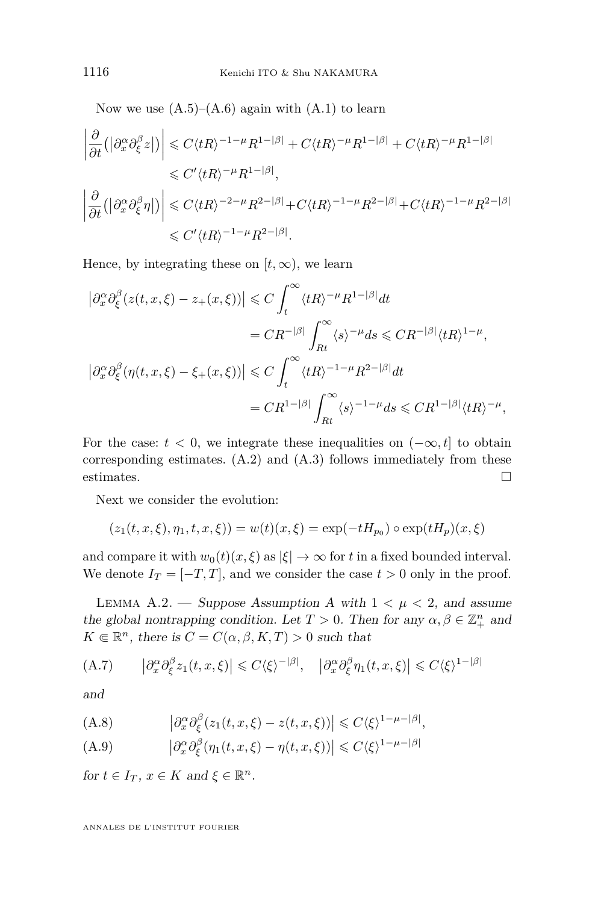Now we use (A.5)–(A.6) again with (A.1) to learn

$$
\begin{aligned}
\left|\frac{\partial}{\partial t}\big(|\partial_x^\alpha\partial_\xi^\beta z|\big)\right| &\leqslant C\langle tR\rangle^{-1-\mu}R^{1-|\beta|} + C\langle tR\rangle^{-\mu}R^{1-|\beta|} + C\langle tR\rangle^{-\mu}R^{1-|\beta|} \\
&\leqslant C'\langle tR\rangle^{-\mu}R^{1-|\beta|}, \\
\left|\frac{\partial}{\partial t}\big(|\partial_x^\alpha\partial_\xi^\beta \eta|\big)\right| &\leqslant C\langle tR\rangle^{-2-\mu}R^{2-|\beta|} + C\langle tR\rangle^{-1-\mu}R^{2-|\beta|} + C\langle tR\rangle^{-1-\mu}R^{2-|\beta|} \\
&\leqslant C'\langle tR\rangle^{-1-\mu}R^{2-|\beta|}.
\end{aligned}
$$

Hence, by integrating these on $[t,\infty)$, we learn

$$
\begin{aligned}
\big|\partial_x^\alpha\partial_\xi^\beta(z(t,x,\xi)-z_+(x,\xi))\big| &\leqslant C\int_t^\infty \langle tR\rangle^{-\mu}R^{1-|\beta|}dt \\
&= CR^{-|\beta|}\int_{Rt}^\infty \langle s\rangle^{-\mu}ds \leqslant CR^{-|\beta|}\langle tR\rangle^{1-\mu}, \\
\big|\partial_x^\alpha\partial_\xi^\beta(\eta(t,x,\xi)-\xi_+(x,\xi))\big| &\leqslant C\int_t^\infty \langle tR\rangle^{-1-\mu}R^{2-|\beta|}dt \\
&= CR^{1-|\beta|}\int_{Rt}^\infty \langle s\rangle^{-1-\mu}ds \leqslant CR^{1-|\beta|}\langle tR\rangle^{-\mu},
\end{aligned}
$$

For the case: $t<0$, we integrate these inequalities on $(-\infty,t]$ to obtain corresponding estimates. (A.2) and (A.3) follows immediately from these estimates. $\square$

Next we consider the evolution:

$$
(z_1(t,x,\xi),\eta_1,t,x,\xi)) = w(t)(x,\xi) = \exp(-tH_{p_0})\circ\exp(tH_p)(x,\xi)
$$

and compare it with $w_0(t)(x,\xi)$ as $|\xi|\to\infty$ for $t$ in a fixed bounded interval. We denote $I_T=[-T,T]$, and we consider the case $t>0$ only in the proof.

Lemma A.2. — *Suppose Assumption A with $1<\mu<2$, and assume the global nontrapping condition. Let $T>0$. Then for any $\alpha,\beta\in\mathbb{Z}_+^n$ and $K\Subset\mathbb{R}^n$, there is $C=C(\alpha,\beta,K,T)>0$ such that*

$$
\text{(A.7)}\qquad \big|\partial_x^\alpha\partial_\xi^\beta z_1(t,x,\xi)\big| \leqslant C\langle\xi\rangle^{-|\beta|},\quad \big|\partial_x^\alpha\partial_\xi^\beta \eta_1(t,x,\xi)\big| \leqslant C\langle\xi\rangle^{1-|\beta|}
$$

*and*

$$
\text{(A.8)}\qquad \big|\partial_x^\alpha\partial_\xi^\beta(z_1(t,x,\xi)-z(t,x,\xi))\big| \leqslant C\langle\xi\rangle^{1-\mu-|\beta|},
$$

$$
\text{(A.9)}\qquad \big|\partial_x^\alpha\partial_\xi^\beta(\eta_1(t,x,\xi)-\eta(t,x,\xi))\big| \leqslant C\langle\xi\rangle^{1-\mu-|\beta|}
$$

*for $t\in I_T$, $x\in K$ and $\xi\in\mathbb{R}^n$.*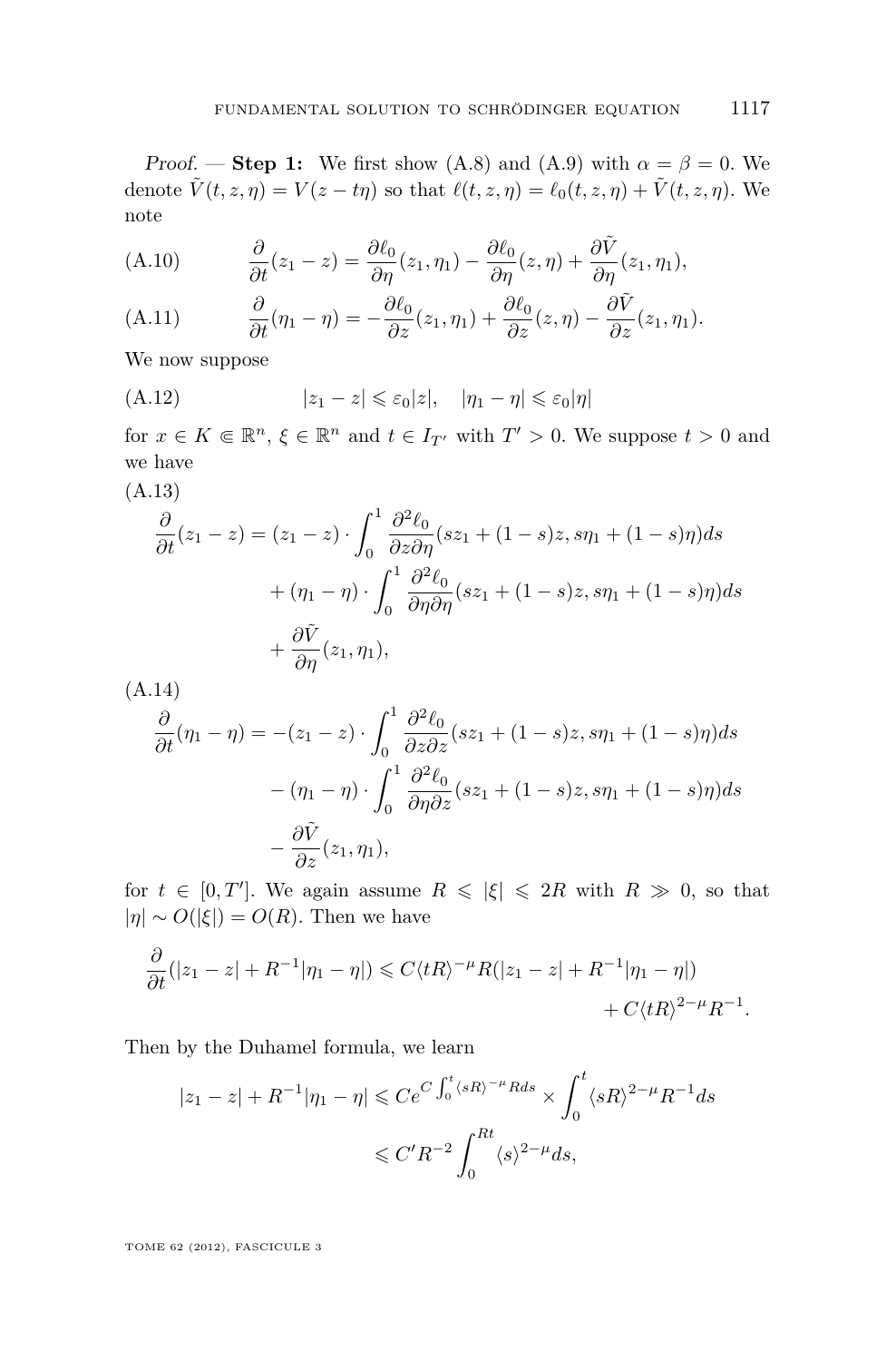*Proof.* — **Step 1:** We first show (A.8) and (A.9) with $\alpha = \beta = 0$. We denote $\tilde{V}(t,z,\eta) = V(z - t\eta)$ so that $\ell(t,z,\eta) = \ell_0(t,z,\eta) + \tilde{V}(t,z,\eta)$. We note

$$\frac{\partial}{\partial t}(z_1 - z) = \frac{\partial \ell_0}{\partial \eta}(z_1,\eta_1) - \frac{\partial \ell_0}{\partial \eta}(z,\eta) + \frac{\partial \tilde{V}}{\partial \eta}(z_1,\eta_1), \tag{A.10}$$

$$\frac{\partial}{\partial t}(\eta_1 - \eta) = -\frac{\partial \ell_0}{\partial z}(z_1,\eta_1) + \frac{\partial \ell_0}{\partial z}(z,\eta) - \frac{\partial \tilde{V}}{\partial z}(z_1,\eta_1). \tag{A.11}$$

We now suppose

$$|z_1 - z| \leqslant \varepsilon_0 |z|, \quad |\eta_1 - \eta| \leqslant \varepsilon_0 |\eta| \tag{A.12}$$

for $x \in K \Subset \mathbb{R}^n$, $\xi \in \mathbb{R}^n$ and $t \in I_{T'}$ with $T' > 0$. We suppose $t > 0$ and we have

(A.13)
$$\begin{aligned}
\frac{\partial}{\partial t}(z_1 - z) &= (z_1 - z) \cdot \int_0^1 \frac{\partial^2 \ell_0}{\partial z \partial \eta}(sz_1 + (1-s)z, s\eta_1 + (1-s)\eta)ds \\
&\quad + (\eta_1 - \eta) \cdot \int_0^1 \frac{\partial^2 \ell_0}{\partial \eta \partial \eta}(sz_1 + (1-s)z, s\eta_1 + (1-s)\eta)ds \\
&\quad + \frac{\partial \tilde{V}}{\partial \eta}(z_1,\eta_1),
\end{aligned}$$

(A.14)
$$\begin{aligned}
\frac{\partial}{\partial t}(\eta_1 - \eta) &= -(z_1 - z) \cdot \int_0^1 \frac{\partial^2 \ell_0}{\partial z \partial z}(sz_1 + (1-s)z, s\eta_1 + (1-s)\eta)ds \\
&\quad - (\eta_1 - \eta) \cdot \int_0^1 \frac{\partial^2 \ell_0}{\partial \eta \partial z}(sz_1 + (1-s)z, s\eta_1 + (1-s)\eta)ds \\
&\quad - \frac{\partial \tilde{V}}{\partial z}(z_1,\eta_1),
\end{aligned}$$

for $t \in [0, T']$. We again assume $R \leqslant |\xi| \leqslant 2R$ with $R \gg 0$, so that $|\eta| \sim O(|\xi|) = O(R)$. Then we have

$$\begin{aligned}
\frac{\partial}{\partial t}(|z_1 - z| + R^{-1}|\eta_1 - \eta|) \leqslant C\langle tR\rangle^{-\mu} R(|z_1 - z| + R^{-1}|\eta_1 - \eta|) \\
+ C\langle tR\rangle^{2-\mu} R^{-1}.
\end{aligned}$$

Then by the Duhamel formula, we learn

$$\begin{aligned}
|z_1 - z| + R^{-1}|\eta_1 - \eta| &\leqslant C e^{C\int_0^t \langle sR\rangle^{-\mu} R ds} \times \int_0^t \langle sR\rangle^{2-\mu} R^{-1} ds \\
&\leqslant C' R^{-2} \int_0^{Rt} \langle s\rangle^{2-\mu} ds,
\end{aligned}$$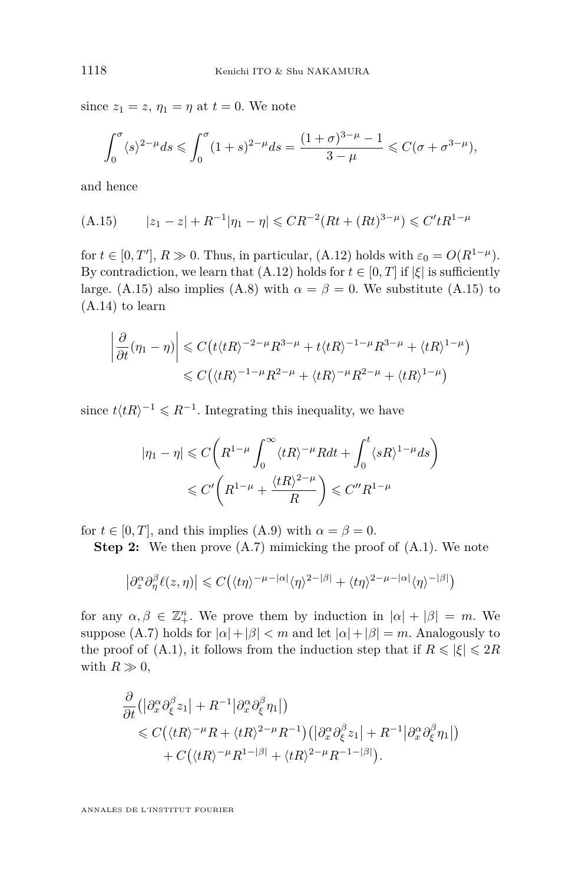since $z_1 = z$, $\eta_1 = \eta$ at $t = 0$. We note

$$\int_0^\sigma \langle s\rangle^{2-\mu} ds \leqslant \int_0^\sigma (1+s)^{2-\mu} ds = \frac{(1+\sigma)^{3-\mu} - 1}{3-\mu} \leqslant C(\sigma + \sigma^{3-\mu}),$$

and hence

$$|z_1 - z| + R^{-1}|\eta_1 - \eta| \leqslant CR^{-2}(Rt + (Rt)^{3-\mu}) \leqslant C' t R^{1-\mu} \tag{A.15}$$

for $t \in [0, T']$, $R \gg 0$. Thus, in particular, (A.12) holds with $\varepsilon_0 = O(R^{1-\mu})$. By contradiction, we learn that (A.12) holds for $t \in [0, T]$ if $|\xi|$ is sufficiently large. (A.15) also implies (A.8) with $\alpha = \beta = 0$. We substitute (A.15) to (A.14) to learn

$$\begin{aligned}\left|\frac{\partial}{\partial t}(\eta_1 - \eta)\right| &\leqslant C\big(t\langle tR\rangle^{-2-\mu} R^{3-\mu} + t\langle tR\rangle^{-1-\mu} R^{3-\mu} + \langle tR\rangle^{1-\mu}\big) \\ &\leqslant C\big(\langle tR\rangle^{-1-\mu} R^{2-\mu} + \langle tR\rangle^{-\mu} R^{2-\mu} + \langle tR\rangle^{1-\mu}\big)\end{aligned}$$

since $t\langle tR\rangle^{-1} \leqslant R^{-1}$. Integrating this inequality, we have

$$\begin{aligned}|\eta_1 - \eta| &\leqslant C\bigg(R^{1-\mu}\int_0^\infty \langle tR\rangle^{-\mu} R dt + \int_0^t \langle sR\rangle^{1-\mu} ds\bigg) \\ &\leqslant C'\bigg(R^{1-\mu} + \frac{\langle tR\rangle^{2-\mu}}{R}\bigg) \leqslant C'' R^{1-\mu}\end{aligned}$$

for $t \in [0, T]$, and this implies (A.9) with $\alpha = \beta = 0$.

**Step 2:** We then prove (A.7) mimicking the proof of (A.1). We note

$$\big|\partial_z^\alpha \partial_\eta^\beta \ell(z, \eta)\big| \leqslant C\big(\langle t\eta\rangle^{-\mu-|\alpha|}\langle\eta\rangle^{2-|\beta|} + \langle t\eta\rangle^{2-\mu-|\alpha|}\langle\eta\rangle^{-|\beta|}\big)$$

for any $\alpha, \beta \in \mathbb{Z}_+^n$. We prove them by induction in $|\alpha| + |\beta| = m$. We suppose (A.7) holds for $|\alpha| + |\beta| < m$ and let $|\alpha| + |\beta| = m$. Analogously to the proof of (A.1), it follows from the induction step that if $R \leqslant |\xi| \leqslant 2R$ with $R \gg 0$,

$$\begin{aligned}&\frac{\partial}{\partial t}\big(\big|\partial_x^\alpha \partial_\xi^\beta z_1\big| + R^{-1}\big|\partial_x^\alpha \partial_\xi^\beta \eta_1\big|\big) \\ &\quad\leqslant C\big(\langle tR\rangle^{-\mu} R + \langle tR\rangle^{2-\mu} R^{-1}\big)\big(\big|\partial_x^\alpha \partial_\xi^\beta z_1\big| + R^{-1}\big|\partial_x^\alpha \partial_\xi^\beta \eta_1\big|\big) \\ &\qquad + C\big(\langle tR\rangle^{-\mu} R^{1-|\beta|} + \langle tR\rangle^{2-\mu} R^{-1-|\beta|}\big).\end{aligned}$$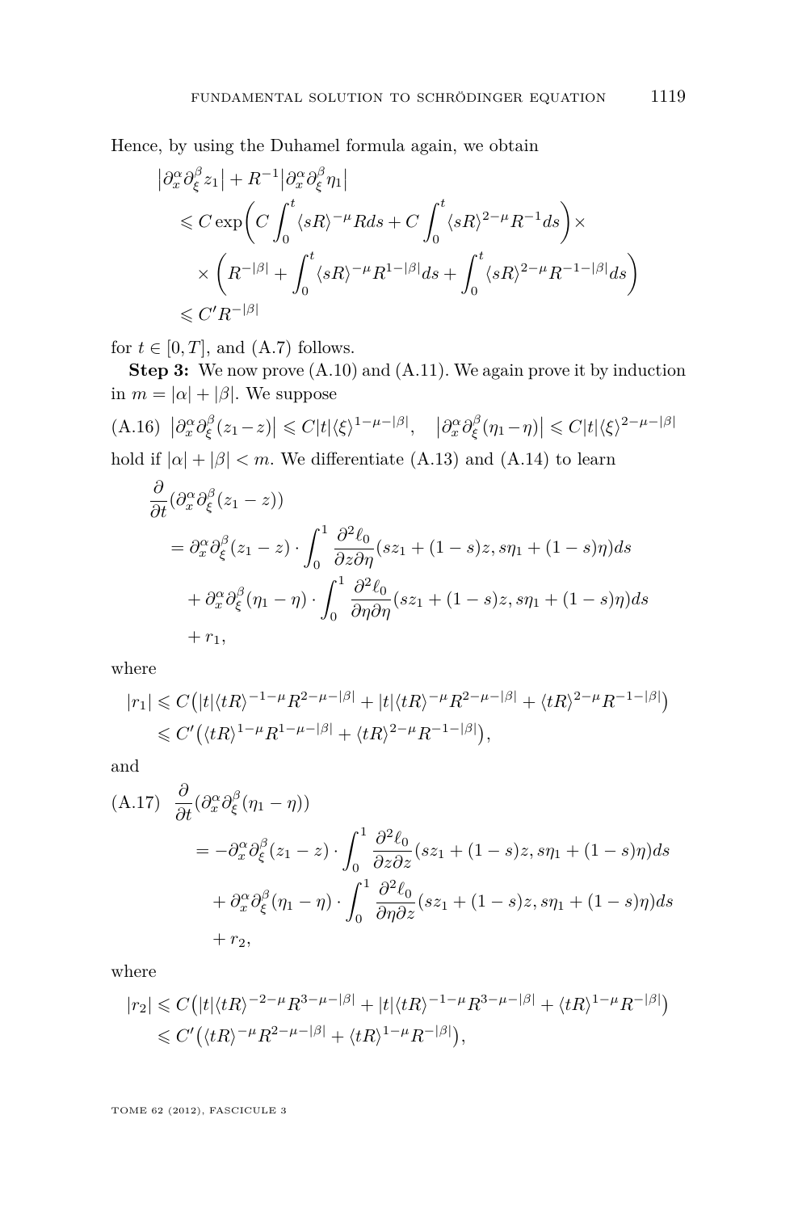Hence, by using the Duhamel formula again, we obtain

$$
\begin{aligned}
&\big|\partial_x^\alpha \partial_\xi^\beta z_1\big| + R^{-1}\big|\partial_x^\alpha \partial_\xi^\beta \eta_1\big| \\
&\quad\leqslant C\exp\bigg(C\int_0^t \langle sR\rangle^{-\mu} R ds + C\int_0^t \langle sR\rangle^{2-\mu}R^{-1}ds\bigg)\times \\
&\qquad\times\bigg(R^{-|\beta|} + \int_0^t \langle sR\rangle^{-\mu}R^{1-|\beta|}ds + \int_0^t \langle sR\rangle^{2-\mu}R^{-1-|\beta|}ds\bigg) \\
&\quad\leqslant C' R^{-|\beta|}
\end{aligned}
$$

for $t\in[0,T]$, and (A.7) follows.

**Step 3:** We now prove (A.10) and (A.11). We again prove it by induction in $m=|\alpha|+|\beta|$. We suppose

$$
\text{(A.16)}\quad \big|\partial_x^\alpha\partial_\xi^\beta(z_1-z)\big| \leqslant C|t|\langle\xi\rangle^{1-\mu-|\beta|}, \quad \big|\partial_x^\alpha\partial_\xi^\beta(\eta_1-\eta)\big| \leqslant C|t|\langle\xi\rangle^{2-\mu-|\beta|}
$$

hold if $|\alpha|+|\beta|<m$. We differentiate (A.13) and (A.14) to learn

$$
\begin{aligned}
&\frac{\partial}{\partial t}(\partial_x^\alpha\partial_\xi^\beta(z_1-z)) \\
&\quad= \partial_x^\alpha\partial_\xi^\beta(z_1-z)\cdot\int_0^1 \frac{\partial^2\ell_0}{\partial z\partial\eta}(sz_1+(1-s)z, s\eta_1+(1-s)\eta)ds \\
&\qquad+ \partial_x^\alpha\partial_\xi^\beta(\eta_1-\eta)\cdot\int_0^1 \frac{\partial^2\ell_0}{\partial\eta\partial\eta}(sz_1+(1-s)z, s\eta_1+(1-s)\eta)ds \\
&\qquad+ r_1,
\end{aligned}
$$

where

$$
\begin{aligned}
|r_1| &\leqslant C\big(|t|\langle tR\rangle^{-1-\mu}R^{2-\mu-|\beta|} + |t|\langle tR\rangle^{-\mu}R^{2-\mu-|\beta|} + \langle tR\rangle^{2-\mu}R^{-1-|\beta|}\big) \\
&\leqslant C'\big(\langle tR\rangle^{1-\mu}R^{1-\mu-|\beta|} + \langle tR\rangle^{2-\mu}R^{-1-|\beta|}\big),
\end{aligned}
$$

and

$$
\begin{aligned}
\text{(A.17)}\quad &\frac{\partial}{\partial t}(\partial_x^\alpha\partial_\xi^\beta(\eta_1-\eta)) \\
&\quad= -\partial_x^\alpha\partial_\xi^\beta(z_1-z)\cdot\int_0^1 \frac{\partial^2\ell_0}{\partial z\partial z}(sz_1+(1-s)z, s\eta_1+(1-s)\eta)ds \\
&\qquad+ \partial_x^\alpha\partial_\xi^\beta(\eta_1-\eta)\cdot\int_0^1 \frac{\partial^2\ell_0}{\partial\eta\partial z}(sz_1+(1-s)z, s\eta_1+(1-s)\eta)ds \\
&\qquad+ r_2,
\end{aligned}
$$

where

$$
\begin{aligned}
|r_2| &\leqslant C\big(|t|\langle tR\rangle^{-2-\mu}R^{3-\mu-|\beta|} + |t|\langle tR\rangle^{-1-\mu}R^{3-\mu-|\beta|} + \langle tR\rangle^{1-\mu}R^{-|\beta|}\big) \\
&\leqslant C'\big(\langle tR\rangle^{-\mu}R^{2-\mu-|\beta|} + \langle tR\rangle^{1-\mu}R^{-|\beta|}\big),
\end{aligned}
$$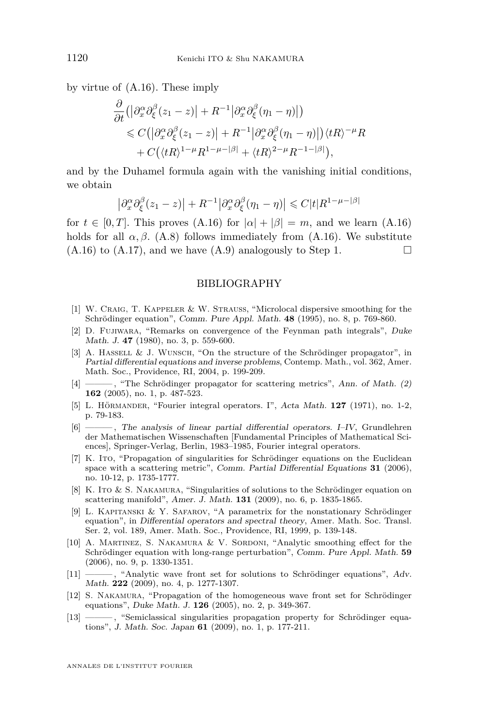by virtue of (A.16). These imply

$$\frac{\partial}{\partial t}\big(\big|\partial_x^\alpha\partial_\xi^\beta(z_1-z)\big| + R^{-1}\big|\partial_x^\alpha\partial_\xi^\beta(\eta_1-\eta)\big|\big)$$
$$\leqslant C\big(\big|\partial_x^\alpha\partial_\xi^\beta(z_1-z)\big| + R^{-1}\big|\partial_x^\alpha\partial_\xi^\beta(\eta_1-\eta)\big|\big)\langle tR\rangle^{-\mu}R$$
$$+ C\big(\langle tR\rangle^{1-\mu}R^{1-\mu-|\beta|} + \langle tR\rangle^{2-\mu}R^{-1-|\beta|}\big),$$

and by the Duhamel formula again with the vanishing initial conditions, we obtain

$$\big|\partial_x^\alpha\partial_\xi^\beta(z_1-z)\big| + R^{-1}\big|\partial_x^\alpha\partial_\xi^\beta(\eta_1-\eta)\big| \leqslant C|t|R^{1-\mu-|\beta|}$$

for $t\in[0,T]$. This proves (A.16) for $|\alpha|+|\beta|=m$, and we learn (A.16) holds for all $\alpha,\beta$. (A.8) follows immediately from (A.16). We substitute (A.16) to (A.17), and we have (A.9) analogously to Step 1. □

## BIBLIOGRAPHY

[1] W. Craig, T. Kappeler & W. Strauss, "Microlocal dispersive smoothing for the Schrödinger equation", *Comm. Pure Appl. Math.* **48** (1995), no. 8, p. 769-860.

[2] D. Fujiwara, "Remarks on convergence of the Feynman path integrals", *Duke Math. J.* **47** (1980), no. 3, p. 559-600.

[3] A. Hassell & J. Wunsch, "On the structure of the Schrödinger propagator", in *Partial differential equations and inverse problems*, Contemp. Math., vol. 362, Amer. Math. Soc., Providence, RI, 2004, p. 199-209.

[4] ———, "The Schrödinger propagator for scattering metrics", *Ann. of Math. (2)* **162** (2005), no. 1, p. 487-523.

[5] L. Hörmander, "Fourier integral operators. I", *Acta Math.* **127** (1971), no. 1-2, p. 79-183.

[6] ———, *The analysis of linear partial differential operators. I–IV*, Grundlehren der Mathematischen Wissenschaften [Fundamental Principles of Mathematical Sciences], Springer-Verlag, Berlin, 1983–1985, Fourier integral operators.

[7] K. Ito, "Propagation of singularities for Schrödinger equations on the Euclidean space with a scattering metric", *Comm. Partial Differential Equations* **31** (2006), no. 10-12, p. 1735-1777.

[8] K. Ito & S. Nakamura, "Singularities of solutions to the Schrödinger equation on scattering manifold", *Amer. J. Math.* **131** (2009), no. 6, p. 1835-1865.

[9] L. Kapitanski & Y. Safarov, "A parametrix for the nonstationary Schrödinger equation", in *Differential operators and spectral theory*, Amer. Math. Soc. Transl. Ser. 2, vol. 189, Amer. Math. Soc., Providence, RI, 1999, p. 139-148.

[10] A. Martinez, S. Nakamura & V. Sordoni, "Analytic smoothing effect for the Schrödinger equation with long-range perturbation", *Comm. Pure Appl. Math.* **59** (2006), no. 9, p. 1330-1351.

[11] ———, "Analytic wave front set for solutions to Schrödinger equations", *Adv. Math.* **222** (2009), no. 4, p. 1277-1307.

[12] S. Nakamura, "Propagation of the homogeneous wave front set for Schrödinger equations", *Duke Math. J.* **126** (2005), no. 2, p. 349-367.

[13] ———, "Semiclassical singularities propagation property for Schrödinger equations", *J. Math. Soc. Japan* **61** (2009), no. 1, p. 177-211.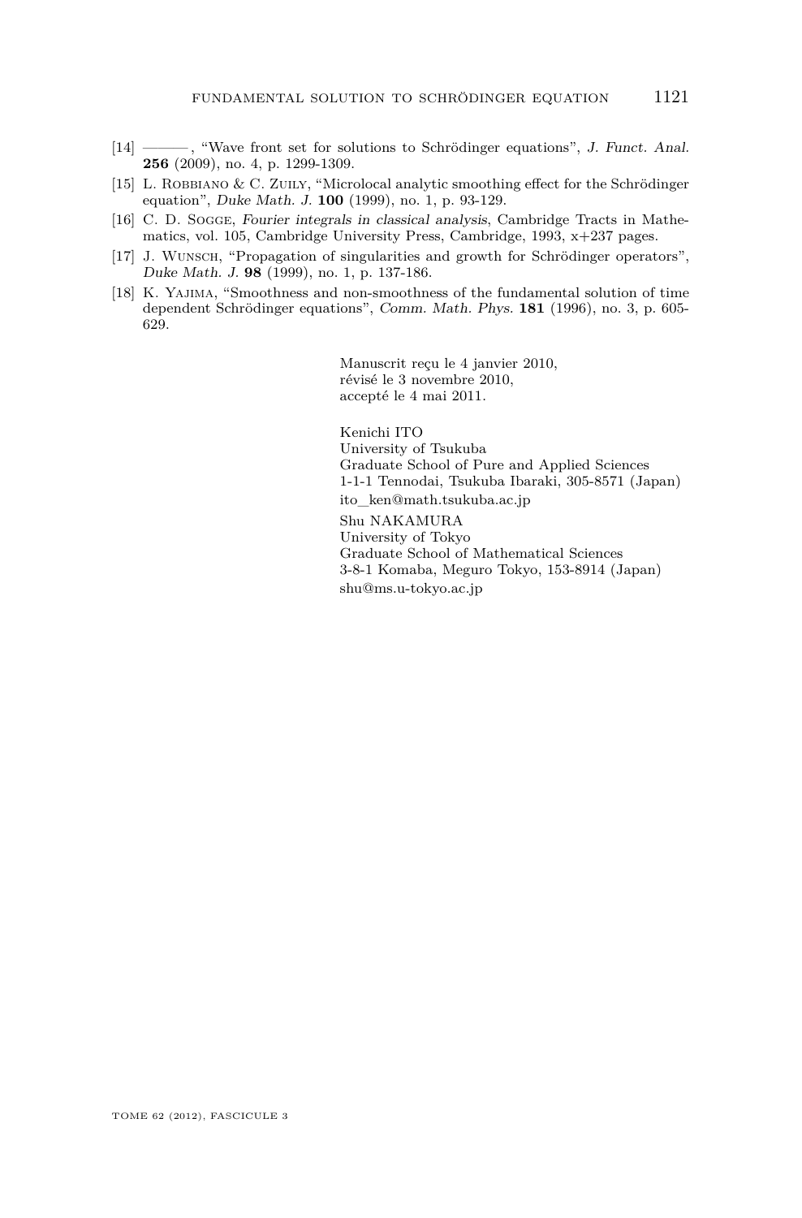[14] ———, "Wave front set for solutions to Schrödinger equations", *J. Funct. Anal.* **256** (2009), no. 4, p. 1299-1309.

[15] L. Robbiano & C. Zuily, "Microlocal analytic smoothing effect for the Schrödinger equation", *Duke Math. J.* **100** (1999), no. 1, p. 93-129.

[16] C. D. Sogge, *Fourier integrals in classical analysis*, Cambridge Tracts in Mathematics, vol. 105, Cambridge University Press, Cambridge, 1993, x+237 pages.

[17] J. Wunsch, "Propagation of singularities and growth for Schrödinger operators", *Duke Math. J.* **98** (1999), no. 1, p. 137-186.

[18] K. Yajima, "Smoothness and non-smoothness of the fundamental solution of time dependent Schrödinger equations", *Comm. Math. Phys.* **181** (1996), no. 3, p. 605-629.

Manuscrit reçu le 4 janvier 2010,
révisé le 3 novembre 2010,
accepté le 4 mai 2011.

Kenichi ITO
University of Tsukuba
Graduate School of Pure and Applied Sciences
1-1-1 Tennodai, Tsukuba Ibaraki, 305-8571 (Japan)
ito_ken@math.tsukuba.ac.jp

Shu NAKAMURA
University of Tokyo
Graduate School of Mathematical Sciences
3-8-1 Komaba, Meguro Tokyo, 153-8914 (Japan)
shu@ms.u-tokyo.ac.jp